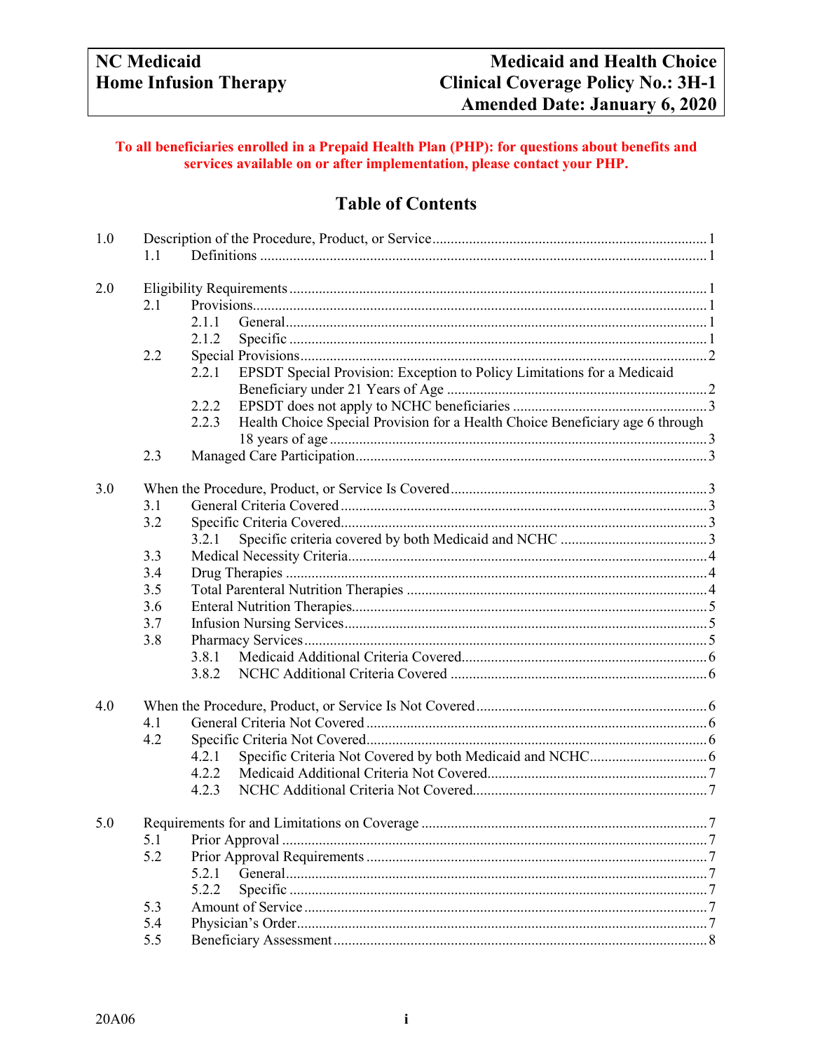| NC Medicaid | Medicaid and Health Choice |
|---|---|
| Home Infusion Therapy | Clinical Coverage Policy No.: 3H-1 |
| | Amended Date: January 6, 2020 |

**To all beneficiaries enrolled in a Prepaid Health Plan (PHP): for questions about benefits and services available on or after implementation, please contact your PHP.**

# Table of Contents

1.0 Description of the Procedure, Product, or Service .......... 1
- 1.1 Definitions .......... 1

2.0 Eligibility Requirements .......... 1
- 2.1 Provisions .......... 1
  - 2.1.1 General .......... 1
  - 2.1.2 Specific .......... 1
- 2.2 Special Provisions .......... 2
  - 2.2.1 EPSDT Special Provision: Exception to Policy Limitations for a Medicaid Beneficiary under 21 Years of Age .......... 2
  - 2.2.2 EPSDT does not apply to NCHC beneficiaries .......... 3
  - 2.2.3 Health Choice Special Provision for a Health Choice Beneficiary age 6 through 18 years of age .......... 3
- 2.3 Managed Care Participation .......... 3

3.0 When the Procedure, Product, or Service Is Covered .......... 3
- 3.1 General Criteria Covered .......... 3
- 3.2 Specific Criteria Covered .......... 3
  - 3.2.1 Specific criteria covered by both Medicaid and NCHC .......... 3
- 3.3 Medical Necessity Criteria .......... 4
- 3.4 Drug Therapies .......... 4
- 3.5 Total Parenteral Nutrition Therapies .......... 4
- 3.6 Enteral Nutrition Therapies .......... 5
- 3.7 Infusion Nursing Services .......... 5
- 3.8 Pharmacy Services .......... 5
  - 3.8.1 Medicaid Additional Criteria Covered .......... 6
  - 3.8.2 NCHC Additional Criteria Covered .......... 6

4.0 When the Procedure, Product, or Service Is Not Covered .......... 6
- 4.1 General Criteria Not Covered .......... 6
- 4.2 Specific Criteria Not Covered .......... 6
  - 4.2.1 Specific Criteria Not Covered by both Medicaid and NCHC .......... 6
  - 4.2.2 Medicaid Additional Criteria Not Covered .......... 7
  - 4.2.3 NCHC Additional Criteria Not Covered .......... 7

5.0 Requirements for and Limitations on Coverage .......... 7
- 5.1 Prior Approval .......... 7
- 5.2 Prior Approval Requirements .......... 7
  - 5.2.1 General .......... 7
  - 5.2.2 Specific .......... 7
- 5.3 Amount of Service .......... 7
- 5.4 Physician's Order .......... 7
- 5.5 Beneficiary Assessment .......... 8

20A06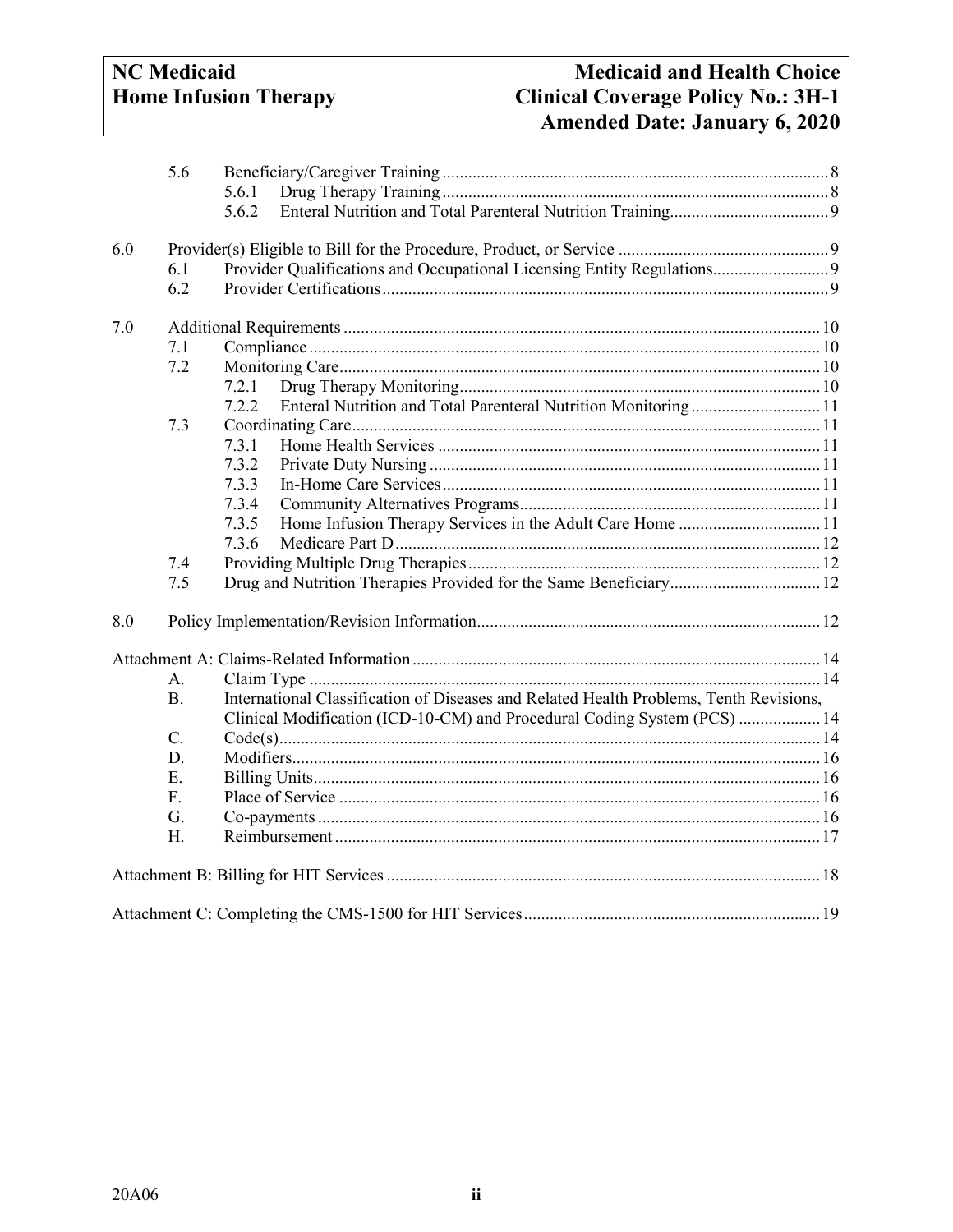| | | | |
|---|---|---|---|
| | 5.6 | Beneficiary/Caregiver Training | 8 |
| | | 5.6.1 Drug Therapy Training | 8 |
| | | 5.6.2 Enteral Nutrition and Total Parenteral Nutrition Training | 9 |
| 6.0 | | Provider(s) Eligible to Bill for the Procedure, Product, or Service | 9 |
| | 6.1 | Provider Qualifications and Occupational Licensing Entity Regulations | 9 |
| | 6.2 | Provider Certifications | 9 |
| 7.0 | | Additional Requirements | 10 |
| | 7.1 | Compliance | 10 |
| | 7.2 | Monitoring Care | 10 |
| | | 7.2.1 Drug Therapy Monitoring | 10 |
| | | 7.2.2 Enteral Nutrition and Total Parenteral Nutrition Monitoring | 11 |
| | 7.3 | Coordinating Care | 11 |
| | | 7.3.1 Home Health Services | 11 |
| | | 7.3.2 Private Duty Nursing | 11 |
| | | 7.3.3 In-Home Care Services | 11 |
| | | 7.3.4 Community Alternatives Programs | 11 |
| | | 7.3.5 Home Infusion Therapy Services in the Adult Care Home | 11 |
| | | 7.3.6 Medicare Part D | 12 |
| | 7.4 | Providing Multiple Drug Therapies | 12 |
| | 7.5 | Drug and Nutrition Therapies Provided for the Same Beneficiary | 12 |
| 8.0 | | Policy Implementation/Revision Information | 12 |
| Attachment A: Claims-Related Information | | | 14 |
| | A. | Claim Type | 14 |
| | B. | International Classification of Diseases and Related Health Problems, Tenth Revisions, Clinical Modification (ICD-10-CM) and Procedural Coding System (PCS) | 14 |
| | C. | Code(s) | 14 |
| | D. | Modifiers | 16 |
| | E. | Billing Units | 16 |
| | F. | Place of Service | 16 |
| | G. | Co-payments | 16 |
| | H. | Reimbursement | 17 |
| Attachment B: Billing for HIT Services | | | 18 |
| Attachment C: Completing the CMS-1500 for HIT Services | | | 19 |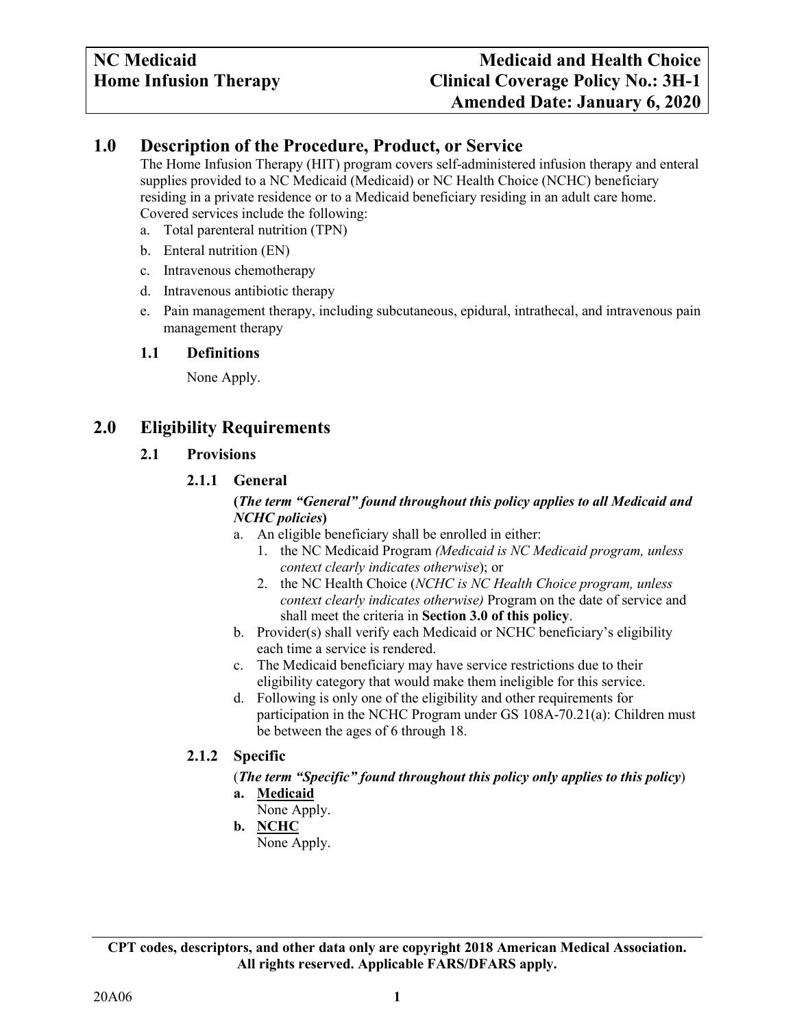## 1.0 Description of the Procedure, Product, or Service

The Home Infusion Therapy (HIT) program covers self-administered infusion therapy and enteral supplies provided to a NC Medicaid (Medicaid) or NC Health Choice (NCHC) beneficiary residing in a private residence or to a Medicaid beneficiary residing in an adult care home. Covered services include the following:

a. Total parenteral nutrition (TPN)
b. Enteral nutrition (EN)
c. Intravenous chemotherapy
d. Intravenous antibiotic therapy
e. Pain management therapy, including subcutaneous, epidural, intrathecal, and intravenous pain management therapy

### 1.1 Definitions

None Apply.

## 2.0 Eligibility Requirements

### 2.1 Provisions

#### 2.1.1 General

**(*The term "General" found throughout this policy applies to all Medicaid and NCHC policies*)**

a. An eligible beneficiary shall be enrolled in either:
   1. the NC Medicaid Program *(Medicaid is NC Medicaid program, unless context clearly indicates otherwise*); or
   2. the NC Health Choice (*NCHC is NC Health Choice program, unless context clearly indicates otherwise)* Program on the date of service and shall meet the criteria in **Section 3.0 of this policy**.
b. Provider(s) shall verify each Medicaid or NCHC beneficiary's eligibility each time a service is rendered.
c. The Medicaid beneficiary may have service restrictions due to their eligibility category that would make them ineligible for this service.
d. Following is only one of the eligibility and other requirements for participation in the NCHC Program under GS 108A-70.21(a): Children must be between the ages of 6 through 18.

#### 2.1.2 Specific

(***The term "Specific" found throughout this policy only applies to this policy***)

**a. <u>Medicaid</u>**
None Apply.

**b. <u>NCHC</u>**
None Apply.

**CPT codes, descriptors, and other data only are copyright 2018 American Medical Association. All rights reserved. Applicable FARS/DFARS apply.**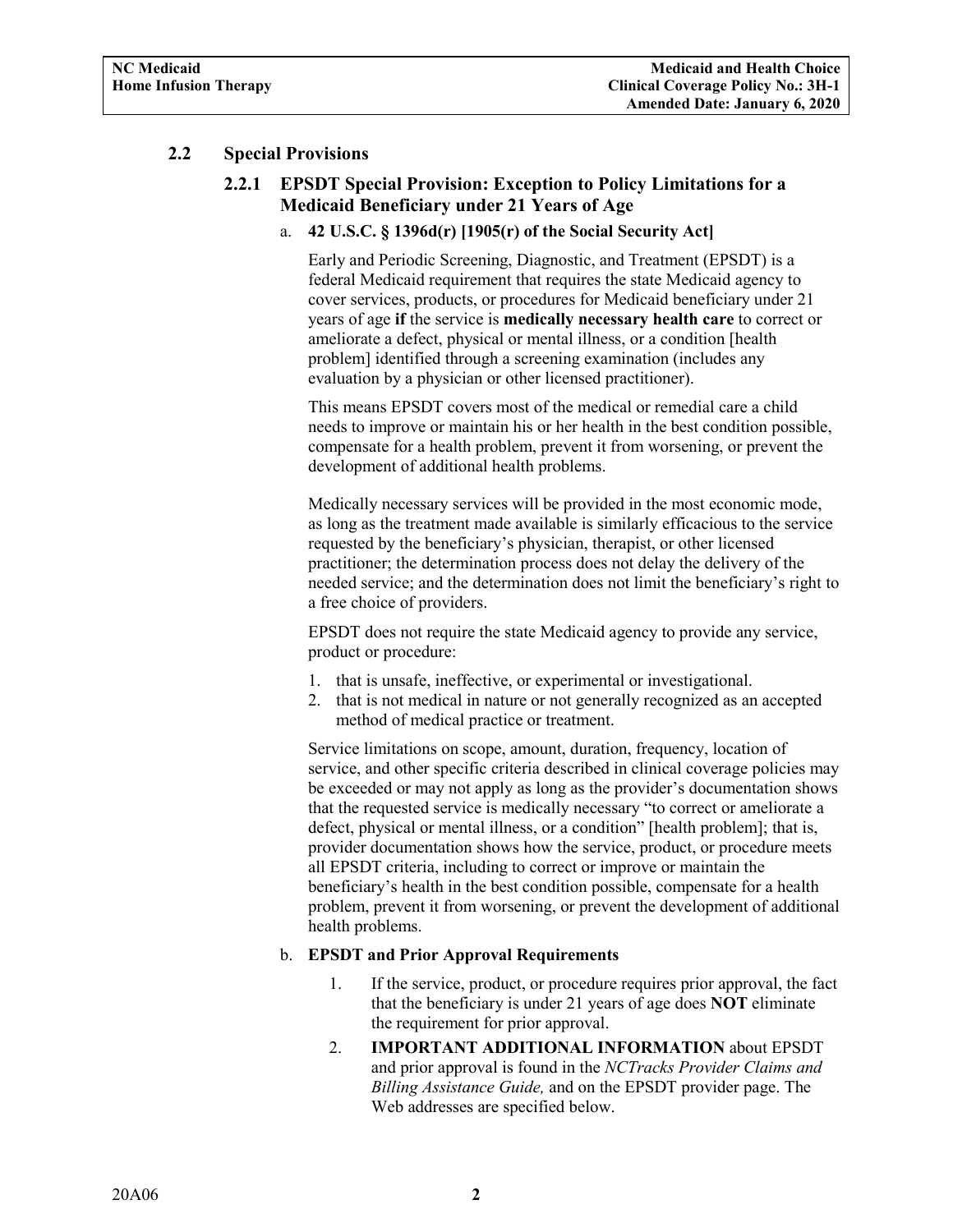## 2.2 Special Provisions

### 2.2.1 EPSDT Special Provision: Exception to Policy Limitations for a Medicaid Beneficiary under 21 Years of Age

a. **42 U.S.C. § 1396d(r) [1905(r) of the Social Security Act]**

Early and Periodic Screening, Diagnostic, and Treatment (EPSDT) is a federal Medicaid requirement that requires the state Medicaid agency to cover services, products, or procedures for Medicaid beneficiary under 21 years of age **if** the service is **medically necessary health care** to correct or ameliorate a defect, physical or mental illness, or a condition [health problem] identified through a screening examination (includes any evaluation by a physician or other licensed practitioner).

This means EPSDT covers most of the medical or remedial care a child needs to improve or maintain his or her health in the best condition possible, compensate for a health problem, prevent it from worsening, or prevent the development of additional health problems.

Medically necessary services will be provided in the most economic mode, as long as the treatment made available is similarly efficacious to the service requested by the beneficiary's physician, therapist, or other licensed practitioner; the determination process does not delay the delivery of the needed service; and the determination does not limit the beneficiary's right to a free choice of providers.

EPSDT does not require the state Medicaid agency to provide any service, product or procedure:

1. that is unsafe, ineffective, or experimental or investigational.
2. that is not medical in nature or not generally recognized as an accepted method of medical practice or treatment.

Service limitations on scope, amount, duration, frequency, location of service, and other specific criteria described in clinical coverage policies may be exceeded or may not apply as long as the provider's documentation shows that the requested service is medically necessary "to correct or ameliorate a defect, physical or mental illness, or a condition" [health problem]; that is, provider documentation shows how the service, product, or procedure meets all EPSDT criteria, including to correct or improve or maintain the beneficiary's health in the best condition possible, compensate for a health problem, prevent it from worsening, or prevent the development of additional health problems.

b. **EPSDT and Prior Approval Requirements**

1. If the service, product, or procedure requires prior approval, the fact that the beneficiary is under 21 years of age does **NOT** eliminate the requirement for prior approval.
2. **IMPORTANT ADDITIONAL INFORMATION** about EPSDT and prior approval is found in the *NCTracks Provider Claims and Billing Assistance Guide,* and on the EPSDT provider page. The Web addresses are specified below.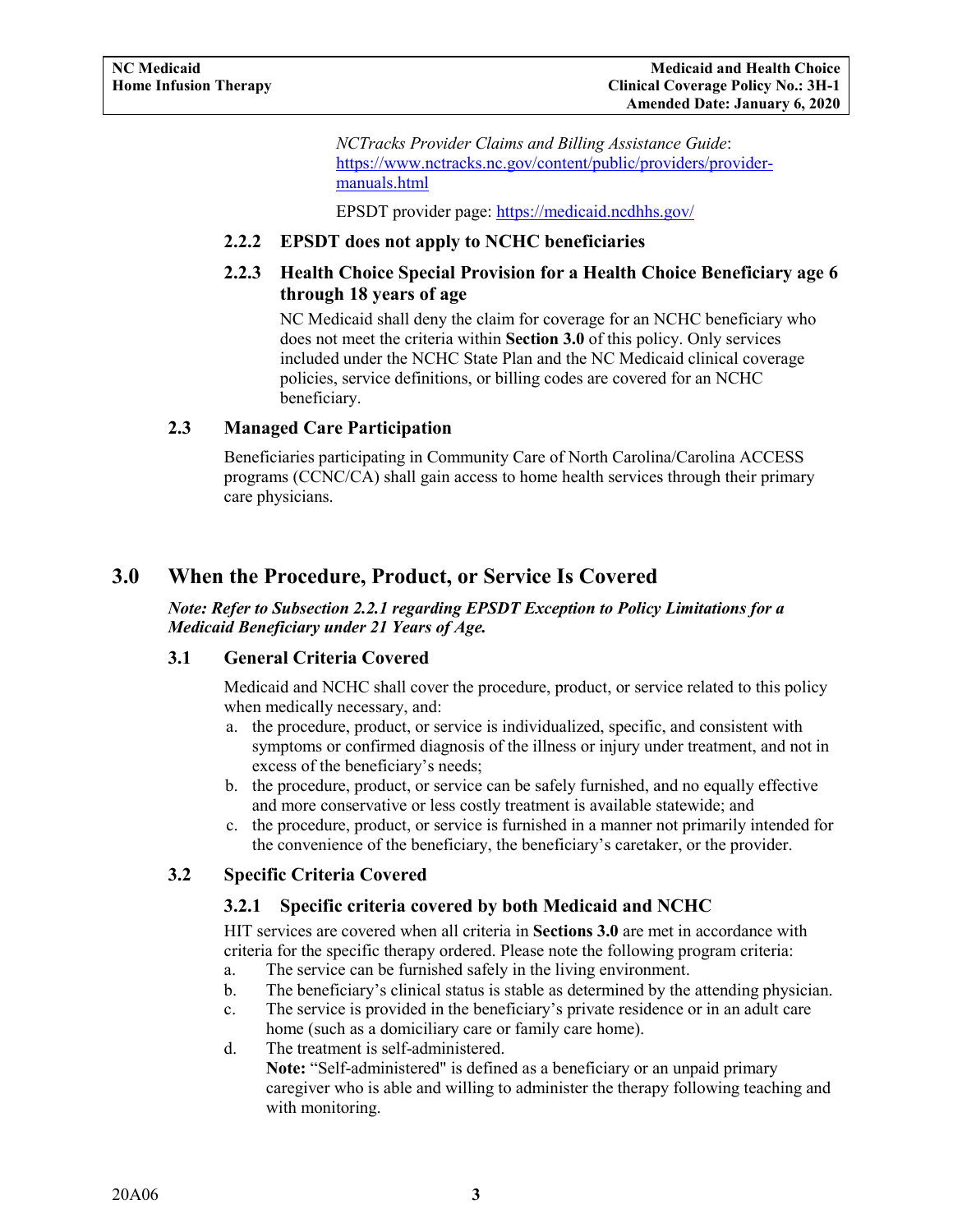*NCTracks Provider Claims and Billing Assistance Guide*: https://www.nctracks.nc.gov/content/public/providers/provider-manuals.html

EPSDT provider page: https://medicaid.ncdhhs.gov/

#### 2.2.2 EPSDT does not apply to NCHC beneficiaries

#### 2.2.3 Health Choice Special Provision for a Health Choice Beneficiary age 6 through 18 years of age

NC Medicaid shall deny the claim for coverage for an NCHC beneficiary who does not meet the criteria within **Section 3.0** of this policy. Only services included under the NCHC State Plan and the NC Medicaid clinical coverage policies, service definitions, or billing codes are covered for an NCHC beneficiary.

### 2.3 Managed Care Participation

Beneficiaries participating in Community Care of North Carolina/Carolina ACCESS programs (CCNC/CA) shall gain access to home health services through their primary care physicians.

## 3.0 When the Procedure, Product, or Service Is Covered

***Note: Refer to Subsection 2.2.1 regarding EPSDT Exception to Policy Limitations for a Medicaid Beneficiary under 21 Years of Age.***

### 3.1 General Criteria Covered

Medicaid and NCHC shall cover the procedure, product, or service related to this policy when medically necessary, and:

a. the procedure, product, or service is individualized, specific, and consistent with symptoms or confirmed diagnosis of the illness or injury under treatment, and not in excess of the beneficiary's needs;
b. the procedure, product, or service can be safely furnished, and no equally effective and more conservative or less costly treatment is available statewide; and
c. the procedure, product, or service is furnished in a manner not primarily intended for the convenience of the beneficiary, the beneficiary's caretaker, or the provider.

### 3.2 Specific Criteria Covered

#### 3.2.1 Specific criteria covered by both Medicaid and NCHC

HIT services are covered when all criteria in **Sections 3.0** are met in accordance with criteria for the specific therapy ordered. Please note the following program criteria:

a. The service can be furnished safely in the living environment.
b. The beneficiary's clinical status is stable as determined by the attending physician.
c. The service is provided in the beneficiary's private residence or in an adult care home (such as a domiciliary care or family care home).
d. The treatment is self-administered.
   **Note:** "Self-administered" is defined as a beneficiary or an unpaid primary caregiver who is able and willing to administer the therapy following teaching and with monitoring.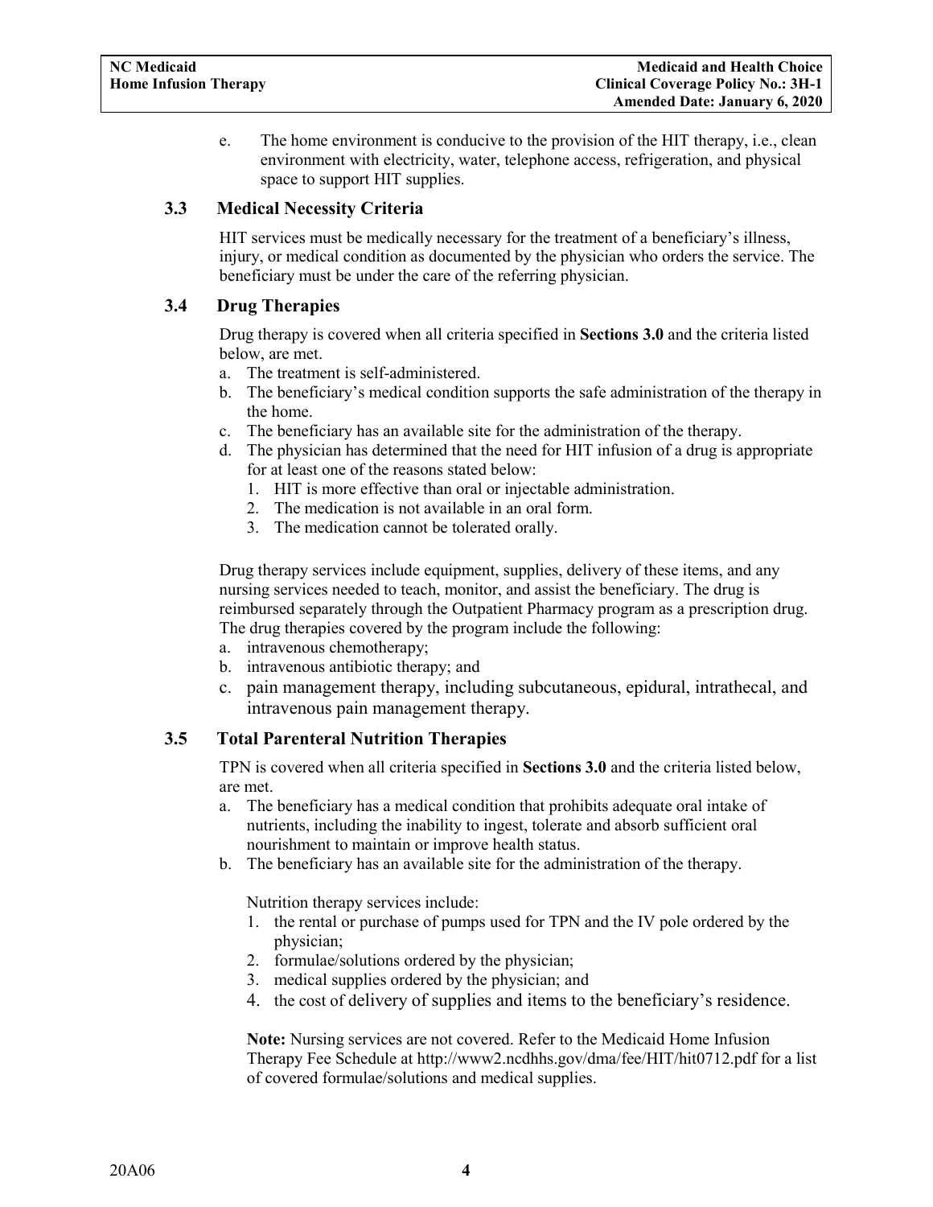e. The home environment is conducive to the provision of the HIT therapy, i.e., clean environment with electricity, water, telephone access, refrigeration, and physical space to support HIT supplies.

### 3.3 Medical Necessity Criteria

HIT services must be medically necessary for the treatment of a beneficiary's illness, injury, or medical condition as documented by the physician who orders the service. The beneficiary must be under the care of the referring physician.

### 3.4 Drug Therapies

Drug therapy is covered when all criteria specified in **Sections 3.0** and the criteria listed below, are met.

a. The treatment is self-administered.
b. The beneficiary's medical condition supports the safe administration of the therapy in the home.
c. The beneficiary has an available site for the administration of the therapy.
d. The physician has determined that the need for HIT infusion of a drug is appropriate for at least one of the reasons stated below:
   1. HIT is more effective than oral or injectable administration.
   2. The medication is not available in an oral form.
   3. The medication cannot be tolerated orally.

Drug therapy services include equipment, supplies, delivery of these items, and any nursing services needed to teach, monitor, and assist the beneficiary. The drug is reimbursed separately through the Outpatient Pharmacy program as a prescription drug. The drug therapies covered by the program include the following:

a. intravenous chemotherapy;
b. intravenous antibiotic therapy; and
c. pain management therapy, including subcutaneous, epidural, intrathecal, and intravenous pain management therapy.

### 3.5 Total Parenteral Nutrition Therapies

TPN is covered when all criteria specified in **Sections 3.0** and the criteria listed below, are met.

a. The beneficiary has a medical condition that prohibits adequate oral intake of nutrients, including the inability to ingest, tolerate and absorb sufficient oral nourishment to maintain or improve health status.
b. The beneficiary has an available site for the administration of the therapy.

   Nutrition therapy services include:

   1. the rental or purchase of pumps used for TPN and the IV pole ordered by the physician;
   2. formulae/solutions ordered by the physician;
   3. medical supplies ordered by the physician; and
   4. the cost of delivery of supplies and items to the beneficiary's residence.

   **Note:** Nursing services are not covered. Refer to the Medicaid Home Infusion Therapy Fee Schedule at http://www2.ncdhhs.gov/dma/fee/HIT/hit0712.pdf for a list of covered formulae/solutions and medical supplies.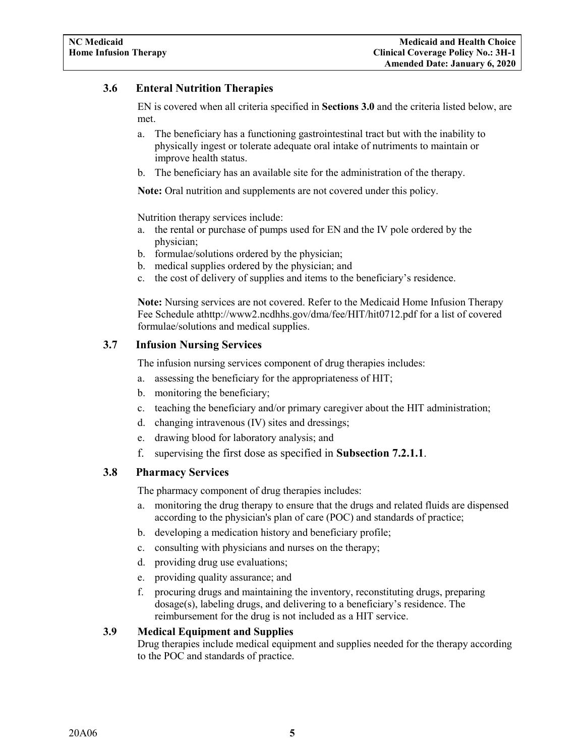### 3.6 Enteral Nutrition Therapies

EN is covered when all criteria specified in **Sections 3.0** and the criteria listed below, are met.

a. The beneficiary has a functioning gastrointestinal tract but with the inability to physically ingest or tolerate adequate oral intake of nutriments to maintain or improve health status.
b. The beneficiary has an available site for the administration of the therapy.

**Note:** Oral nutrition and supplements are not covered under this policy.

Nutrition therapy services include:

a. the rental or purchase of pumps used for EN and the IV pole ordered by the physician;
b. formulae/solutions ordered by the physician;
b. medical supplies ordered by the physician; and
c. the cost of delivery of supplies and items to the beneficiary's residence.

**Note:** Nursing services are not covered. Refer to the Medicaid Home Infusion Therapy Fee Schedule athttp://www2.ncdhhs.gov/dma/fee/HIT/hit0712.pdf for a list of covered formulae/solutions and medical supplies.

### 3.7 Infusion Nursing Services

The infusion nursing services component of drug therapies includes:

a. assessing the beneficiary for the appropriateness of HIT;
b. monitoring the beneficiary;
c. teaching the beneficiary and/or primary caregiver about the HIT administration;
d. changing intravenous (IV) sites and dressings;
e. drawing blood for laboratory analysis; and
f. supervising the first dose as specified in **Subsection 7.2.1.1**.

### 3.8 Pharmacy Services

The pharmacy component of drug therapies includes:

a. monitoring the drug therapy to ensure that the drugs and related fluids are dispensed according to the physician's plan of care (POC) and standards of practice;
b. developing a medication history and beneficiary profile;
c. consulting with physicians and nurses on the therapy;
d. providing drug use evaluations;
e. providing quality assurance; and
f. procuring drugs and maintaining the inventory, reconstituting drugs, preparing dosage(s), labeling drugs, and delivering to a beneficiary's residence. The reimbursement for the drug is not included as a HIT service.

### 3.9 Medical Equipment and Supplies

Drug therapies include medical equipment and supplies needed for the therapy according to the POC and standards of practice.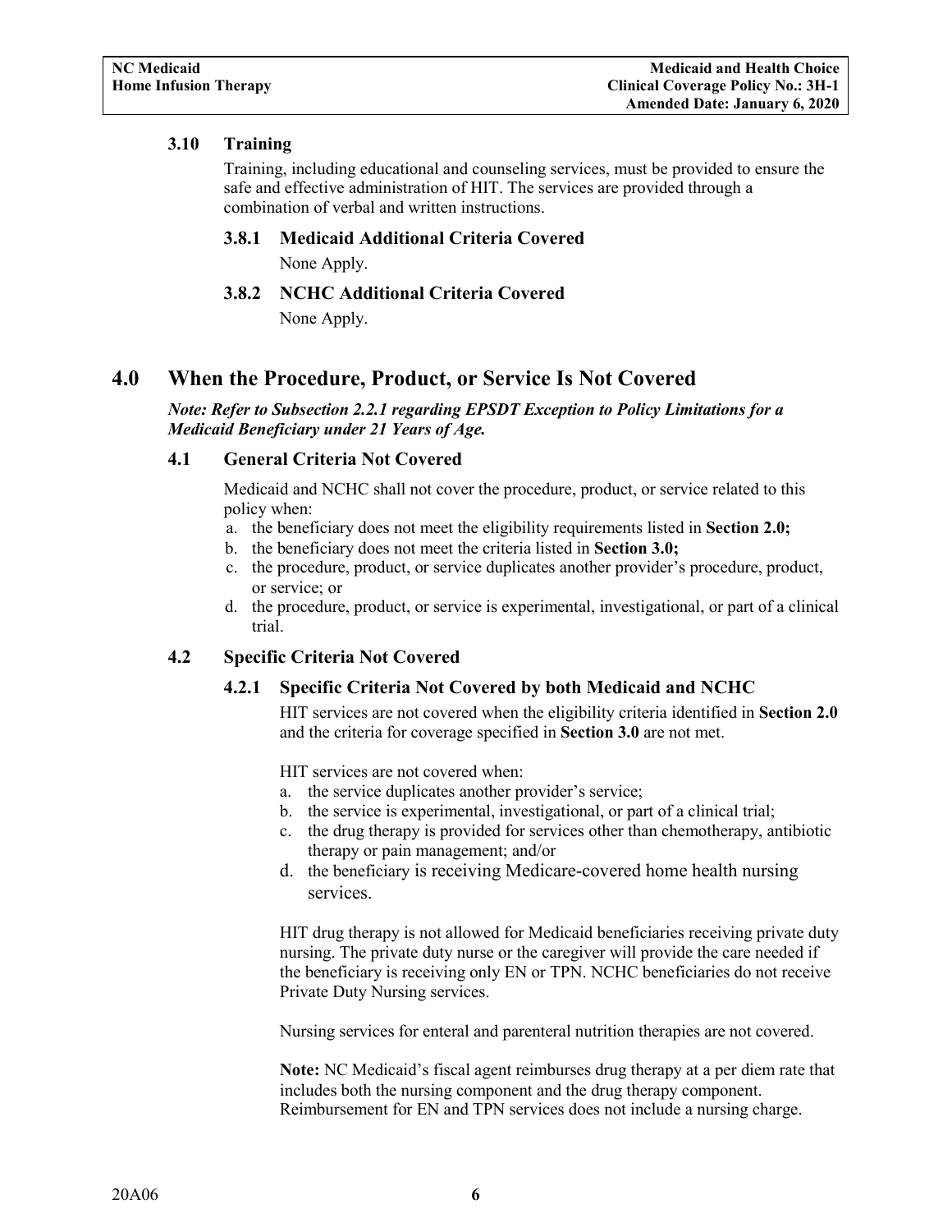### 3.10 Training

Training, including educational and counseling services, must be provided to ensure the safe and effective administration of HIT. The services are provided through a combination of verbal and written instructions.

#### 3.8.1 Medicaid Additional Criteria Covered

None Apply.

#### 3.8.2 NCHC Additional Criteria Covered

None Apply.

## 4.0 When the Procedure, Product, or Service Is Not Covered

***Note: Refer to Subsection 2.2.1 regarding EPSDT Exception to Policy Limitations for a Medicaid Beneficiary under 21 Years of Age.***

### 4.1 General Criteria Not Covered

Medicaid and NCHC shall not cover the procedure, product, or service related to this policy when:

a. the beneficiary does not meet the eligibility requirements listed in **Section 2.0;**
b. the beneficiary does not meet the criteria listed in **Section 3.0;**
c. the procedure, product, or service duplicates another provider's procedure, product, or service; or
d. the procedure, product, or service is experimental, investigational, or part of a clinical trial.

### 4.2 Specific Criteria Not Covered

#### 4.2.1 Specific Criteria Not Covered by both Medicaid and NCHC

HIT services are not covered when the eligibility criteria identified in **Section 2.0** and the criteria for coverage specified in **Section 3.0** are not met.

HIT services are not covered when:

a. the service duplicates another provider's service;
b. the service is experimental, investigational, or part of a clinical trial;
c. the drug therapy is provided for services other than chemotherapy, antibiotic therapy or pain management; and/or
d. the beneficiary is receiving Medicare-covered home health nursing services.

HIT drug therapy is not allowed for Medicaid beneficiaries receiving private duty nursing. The private duty nurse or the caregiver will provide the care needed if the beneficiary is receiving only EN or TPN. NCHC beneficiaries do not receive Private Duty Nursing services.

Nursing services for enteral and parenteral nutrition therapies are not covered.

**Note:** NC Medicaid's fiscal agent reimburses drug therapy at a per diem rate that includes both the nursing component and the drug therapy component. Reimbursement for EN and TPN services does not include a nursing charge.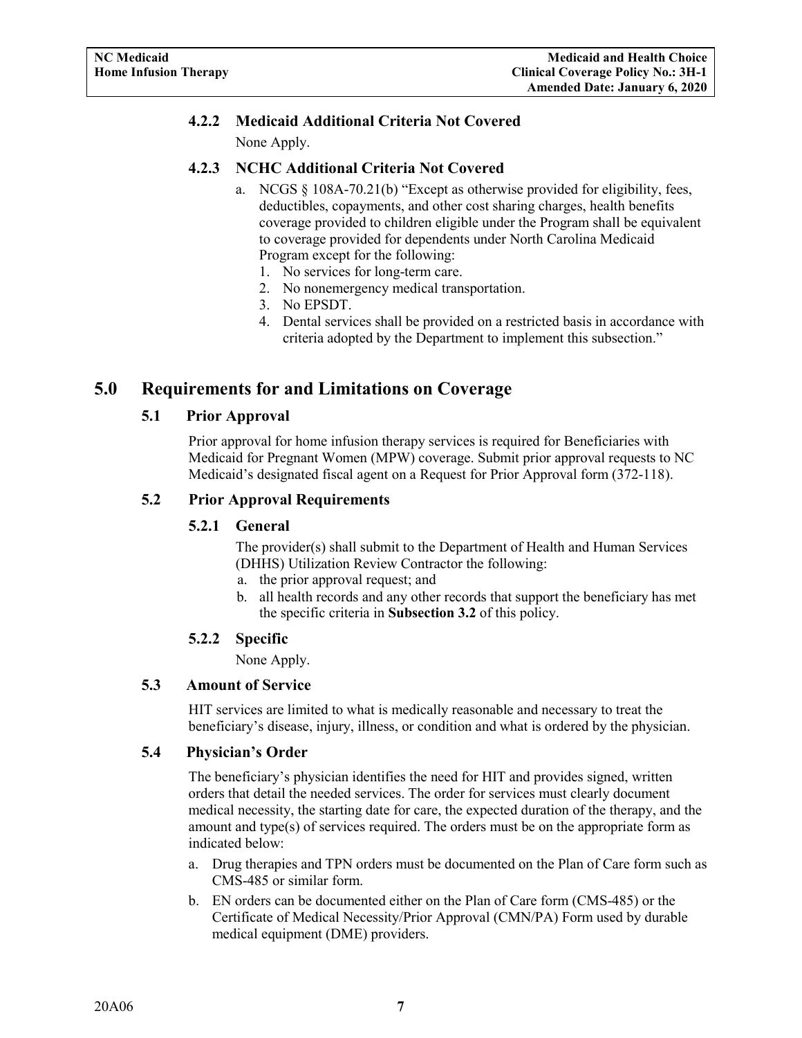#### 4.2.2 Medicaid Additional Criteria Not Covered

None Apply.

#### 4.2.3 NCHC Additional Criteria Not Covered

a. NCGS § 108A-70.21(b) "Except as otherwise provided for eligibility, fees, deductibles, copayments, and other cost sharing charges, health benefits coverage provided to children eligible under the Program shall be equivalent to coverage provided for dependents under North Carolina Medicaid Program except for the following:
   1. No services for long-term care.
   2. No nonemergency medical transportation.
   3. No EPSDT.
   4. Dental services shall be provided on a restricted basis in accordance with criteria adopted by the Department to implement this subsection."

## 5.0 Requirements for and Limitations on Coverage

### 5.1 Prior Approval

Prior approval for home infusion therapy services is required for Beneficiaries with Medicaid for Pregnant Women (MPW) coverage. Submit prior approval requests to NC Medicaid's designated fiscal agent on a Request for Prior Approval form (372-118).

### 5.2 Prior Approval Requirements

#### 5.2.1 General

The provider(s) shall submit to the Department of Health and Human Services (DHHS) Utilization Review Contractor the following:

a. the prior approval request; and
b. all health records and any other records that support the beneficiary has met the specific criteria in **Subsection 3.2** of this policy.

#### 5.2.2 Specific

None Apply.

### 5.3 Amount of Service

HIT services are limited to what is medically reasonable and necessary to treat the beneficiary's disease, injury, illness, or condition and what is ordered by the physician.

### 5.4 Physician's Order

The beneficiary's physician identifies the need for HIT and provides signed, written orders that detail the needed services. The order for services must clearly document medical necessity, the starting date for care, the expected duration of the therapy, and the amount and type(s) of services required. The orders must be on the appropriate form as indicated below:

a. Drug therapies and TPN orders must be documented on the Plan of Care form such as CMS-485 or similar form.
b. EN orders can be documented either on the Plan of Care form (CMS-485) or the Certificate of Medical Necessity/Prior Approval (CMN/PA) Form used by durable medical equipment (DME) providers.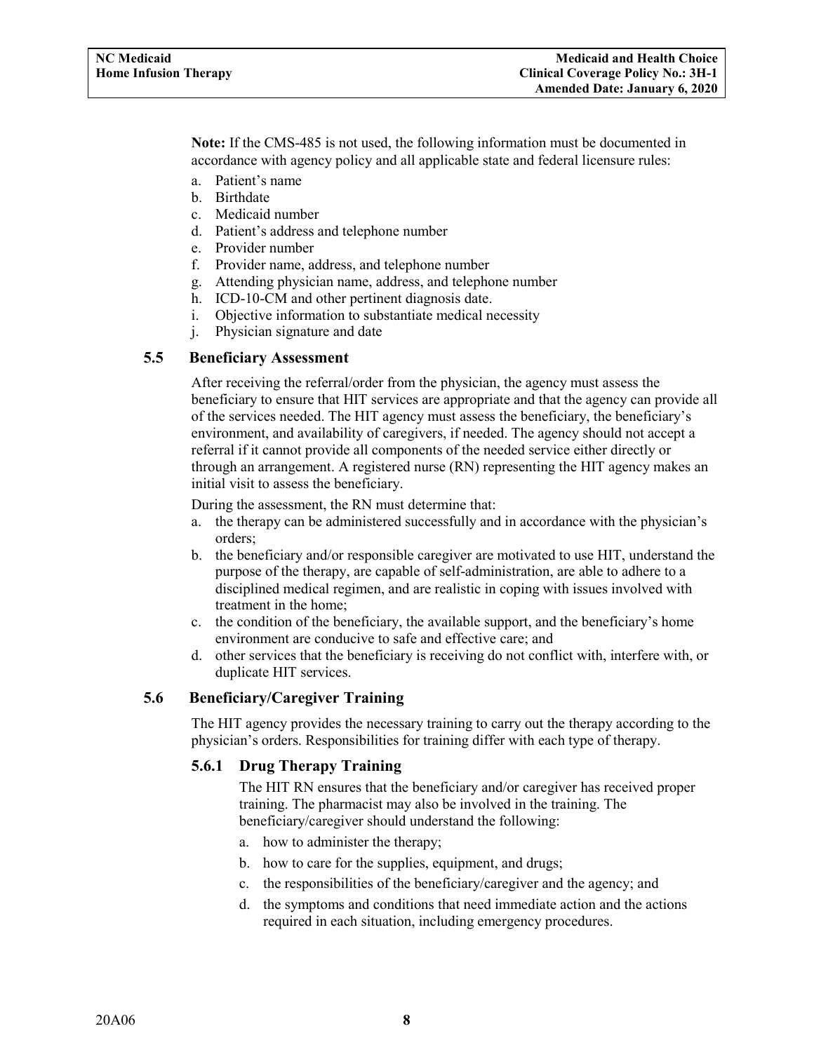**Note:** If the CMS-485 is not used, the following information must be documented in accordance with agency policy and all applicable state and federal licensure rules:

a. Patient's name
b. Birthdate
c. Medicaid number
d. Patient's address and telephone number
e. Provider number
f. Provider name, address, and telephone number
g. Attending physician name, address, and telephone number
h. ICD-10-CM and other pertinent diagnosis date.
i. Objective information to substantiate medical necessity
j. Physician signature and date

### 5.5 Beneficiary Assessment

After receiving the referral/order from the physician, the agency must assess the beneficiary to ensure that HIT services are appropriate and that the agency can provide all of the services needed. The HIT agency must assess the beneficiary, the beneficiary's environment, and availability of caregivers, if needed. The agency should not accept a referral if it cannot provide all components of the needed service either directly or through an arrangement. A registered nurse (RN) representing the HIT agency makes an initial visit to assess the beneficiary.

During the assessment, the RN must determine that:

a. the therapy can be administered successfully and in accordance with the physician's orders;
b. the beneficiary and/or responsible caregiver are motivated to use HIT, understand the purpose of the therapy, are capable of self-administration, are able to adhere to a disciplined medical regimen, and are realistic in coping with issues involved with treatment in the home;
c. the condition of the beneficiary, the available support, and the beneficiary's home environment are conducive to safe and effective care; and
d. other services that the beneficiary is receiving do not conflict with, interfere with, or duplicate HIT services.

### 5.6 Beneficiary/Caregiver Training

The HIT agency provides the necessary training to carry out the therapy according to the physician's orders. Responsibilities for training differ with each type of therapy.

#### 5.6.1 Drug Therapy Training

The HIT RN ensures that the beneficiary and/or caregiver has received proper training. The pharmacist may also be involved in the training. The beneficiary/caregiver should understand the following:

a. how to administer the therapy;
b. how to care for the supplies, equipment, and drugs;
c. the responsibilities of the beneficiary/caregiver and the agency; and
d. the symptoms and conditions that need immediate action and the actions required in each situation, including emergency procedures.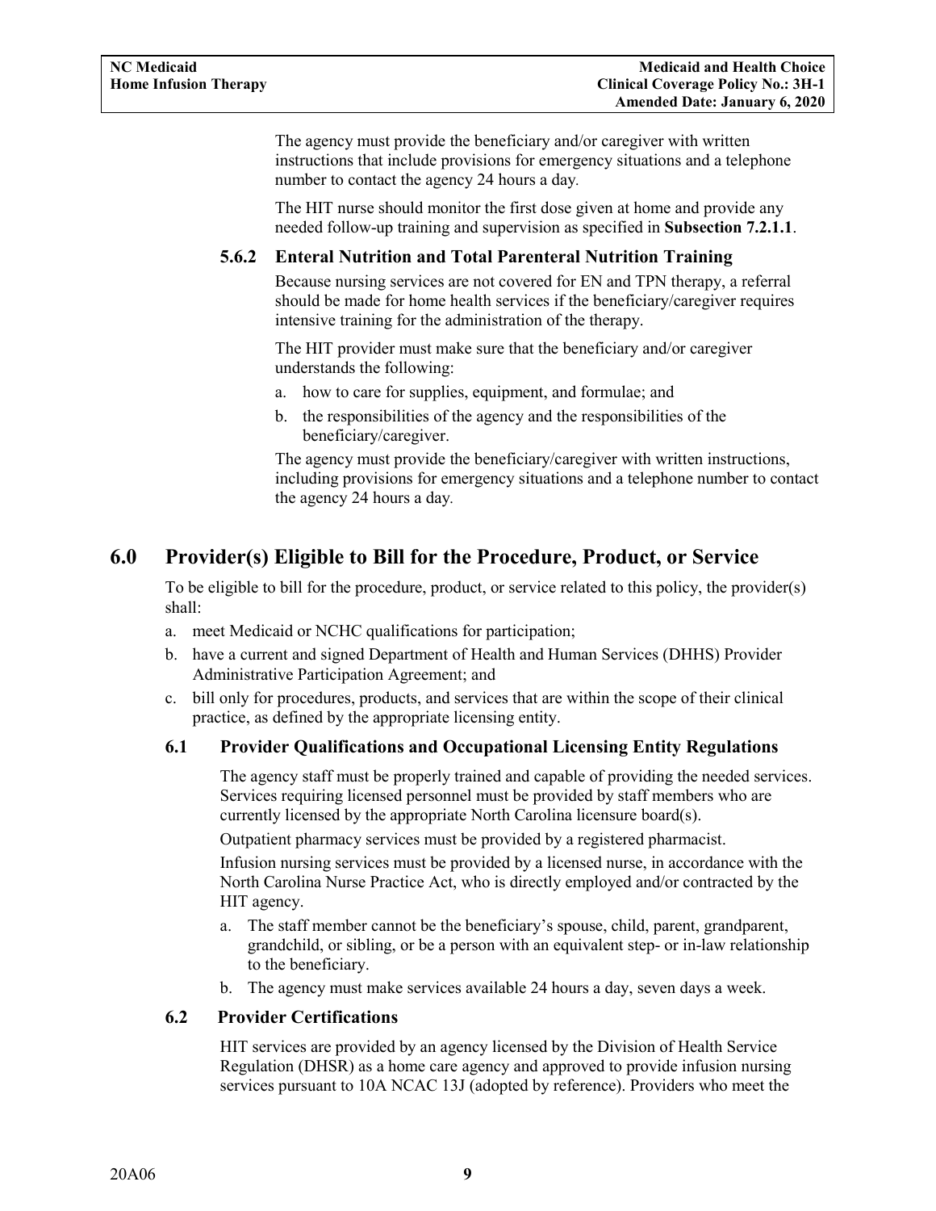The agency must provide the beneficiary and/or caregiver with written instructions that include provisions for emergency situations and a telephone number to contact the agency 24 hours a day.

The HIT nurse should monitor the first dose given at home and provide any needed follow-up training and supervision as specified in **Subsection 7.2.1.1**.

### 5.6.2 Enteral Nutrition and Total Parenteral Nutrition Training

Because nursing services are not covered for EN and TPN therapy, a referral should be made for home health services if the beneficiary/caregiver requires intensive training for the administration of the therapy.

The HIT provider must make sure that the beneficiary and/or caregiver understands the following:

a. how to care for supplies, equipment, and formulae; and
b. the responsibilities of the agency and the responsibilities of the beneficiary/caregiver.

The agency must provide the beneficiary/caregiver with written instructions, including provisions for emergency situations and a telephone number to contact the agency 24 hours a day.

# 6.0 Provider(s) Eligible to Bill for the Procedure, Product, or Service

To be eligible to bill for the procedure, product, or service related to this policy, the provider(s) shall:

a. meet Medicaid or NCHC qualifications for participation;
b. have a current and signed Department of Health and Human Services (DHHS) Provider Administrative Participation Agreement; and
c. bill only for procedures, products, and services that are within the scope of their clinical practice, as defined by the appropriate licensing entity.

## 6.1 Provider Qualifications and Occupational Licensing Entity Regulations

The agency staff must be properly trained and capable of providing the needed services. Services requiring licensed personnel must be provided by staff members who are currently licensed by the appropriate North Carolina licensure board(s).

Outpatient pharmacy services must be provided by a registered pharmacist.

Infusion nursing services must be provided by a licensed nurse, in accordance with the North Carolina Nurse Practice Act, who is directly employed and/or contracted by the HIT agency.

a. The staff member cannot be the beneficiary's spouse, child, parent, grandparent, grandchild, or sibling, or be a person with an equivalent step- or in-law relationship to the beneficiary.
b. The agency must make services available 24 hours a day, seven days a week.

## 6.2 Provider Certifications

HIT services are provided by an agency licensed by the Division of Health Service Regulation (DHSR) as a home care agency and approved to provide infusion nursing services pursuant to 10A NCAC 13J (adopted by reference). Providers who meet the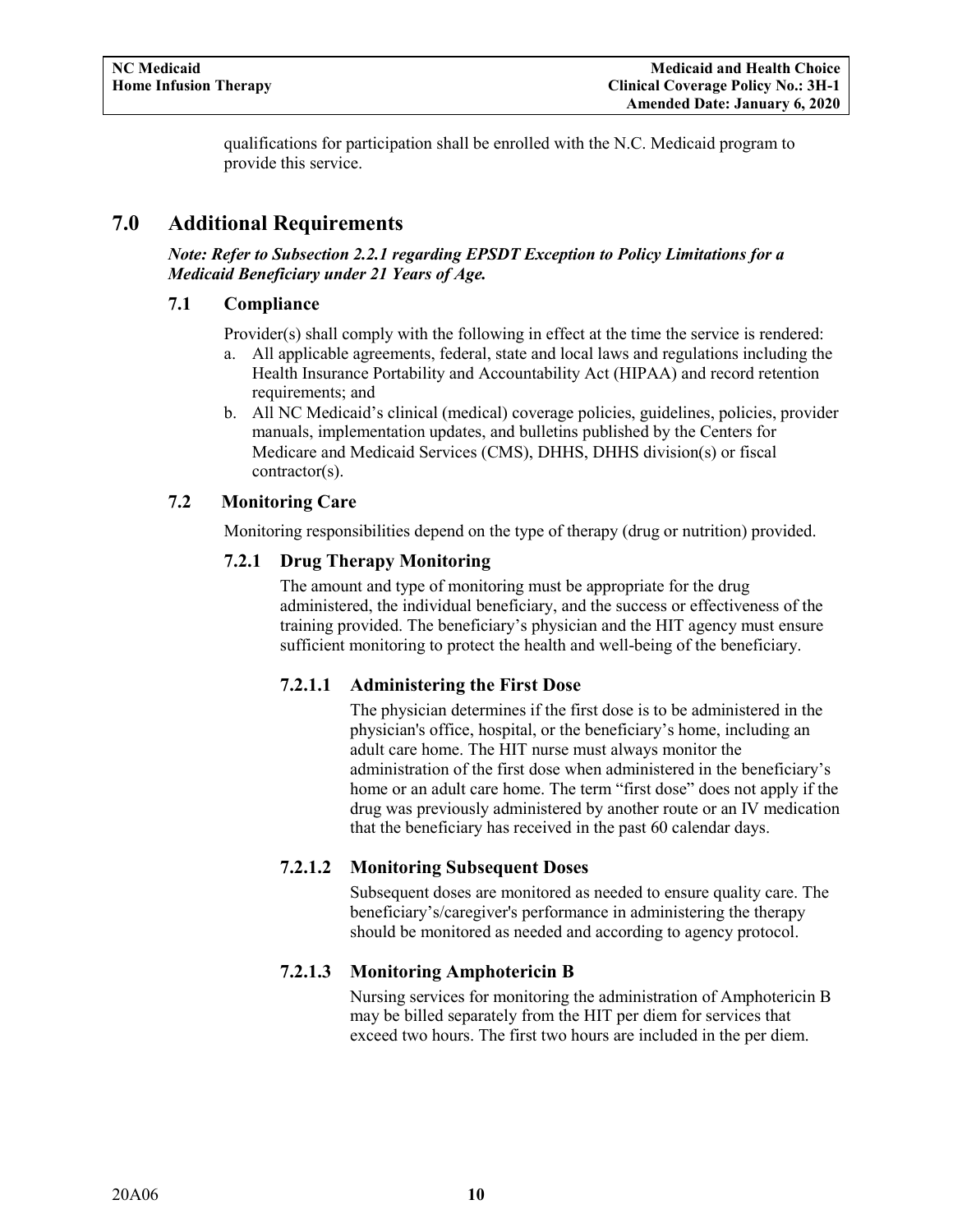qualifications for participation shall be enrolled with the N.C. Medicaid program to provide this service.

# 7.0 Additional Requirements

***Note: Refer to Subsection 2.2.1 regarding EPSDT Exception to Policy Limitations for a Medicaid Beneficiary under 21 Years of Age.***

## 7.1 Compliance

Provider(s) shall comply with the following in effect at the time the service is rendered:

a. All applicable agreements, federal, state and local laws and regulations including the Health Insurance Portability and Accountability Act (HIPAA) and record retention requirements; and
b. All NC Medicaid's clinical (medical) coverage policies, guidelines, policies, provider manuals, implementation updates, and bulletins published by the Centers for Medicare and Medicaid Services (CMS), DHHS, DHHS division(s) or fiscal contractor(s).

## 7.2 Monitoring Care

Monitoring responsibilities depend on the type of therapy (drug or nutrition) provided.

### 7.2.1 Drug Therapy Monitoring

The amount and type of monitoring must be appropriate for the drug administered, the individual beneficiary, and the success or effectiveness of the training provided. The beneficiary's physician and the HIT agency must ensure sufficient monitoring to protect the health and well-being of the beneficiary.

#### 7.2.1.1 Administering the First Dose

The physician determines if the first dose is to be administered in the physician's office, hospital, or the beneficiary's home, including an adult care home. The HIT nurse must always monitor the administration of the first dose when administered in the beneficiary's home or an adult care home. The term "first dose" does not apply if the drug was previously administered by another route or an IV medication that the beneficiary has received in the past 60 calendar days.

#### 7.2.1.2 Monitoring Subsequent Doses

Subsequent doses are monitored as needed to ensure quality care. The beneficiary's/caregiver's performance in administering the therapy should be monitored as needed and according to agency protocol.

#### 7.2.1.3 Monitoring Amphotericin B

Nursing services for monitoring the administration of Amphotericin B may be billed separately from the HIT per diem for services that exceed two hours. The first two hours are included in the per diem.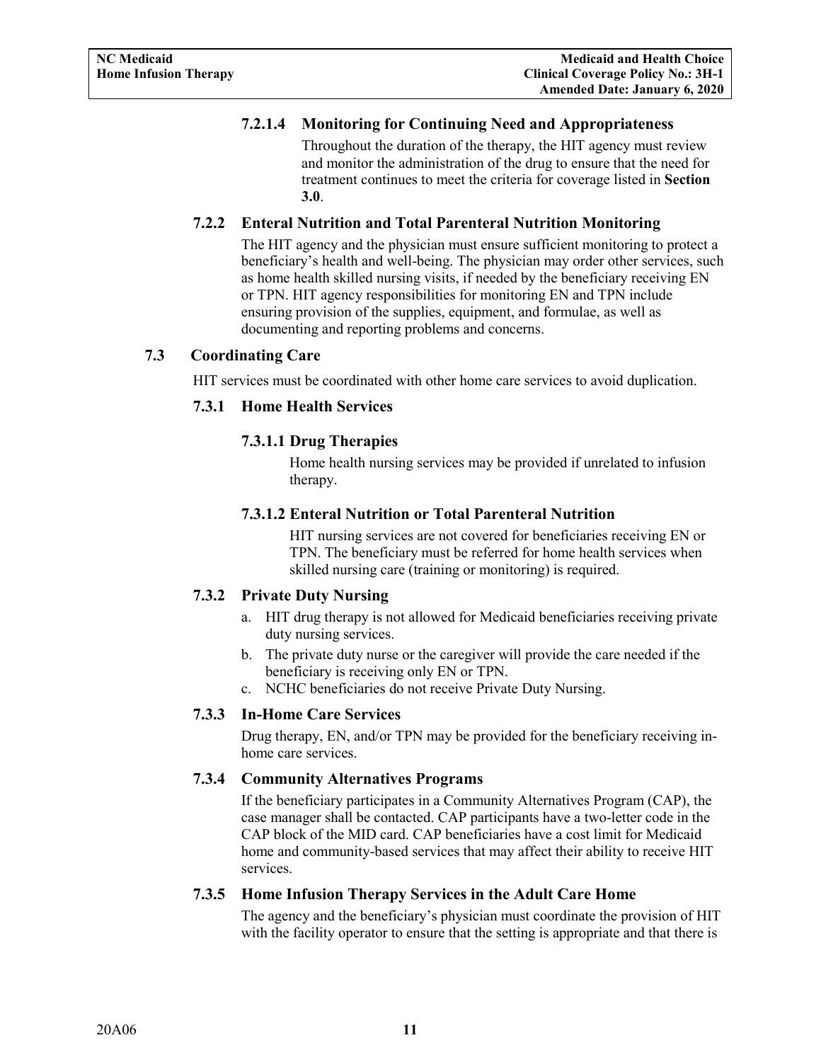#### 7.2.1.4 Monitoring for Continuing Need and Appropriateness

Throughout the duration of the therapy, the HIT agency must review and monitor the administration of the drug to ensure that the need for treatment continues to meet the criteria for coverage listed in **Section 3.0**.

### 7.2.2 Enteral Nutrition and Total Parenteral Nutrition Monitoring

The HIT agency and the physician must ensure sufficient monitoring to protect a beneficiary's health and well-being. The physician may order other services, such as home health skilled nursing visits, if needed by the beneficiary receiving EN or TPN. HIT agency responsibilities for monitoring EN and TPN include ensuring provision of the supplies, equipment, and formulae, as well as documenting and reporting problems and concerns.

## 7.3 Coordinating Care

HIT services must be coordinated with other home care services to avoid duplication.

### 7.3.1 Home Health Services

#### 7.3.1.1 Drug Therapies

Home health nursing services may be provided if unrelated to infusion therapy.

#### 7.3.1.2 Enteral Nutrition or Total Parenteral Nutrition

HIT nursing services are not covered for beneficiaries receiving EN or TPN. The beneficiary must be referred for home health services when skilled nursing care (training or monitoring) is required.

### 7.3.2 Private Duty Nursing

a. HIT drug therapy is not allowed for Medicaid beneficiaries receiving private duty nursing services.
b. The private duty nurse or the caregiver will provide the care needed if the beneficiary is receiving only EN or TPN.
c. NCHC beneficiaries do not receive Private Duty Nursing.

### 7.3.3 In-Home Care Services

Drug therapy, EN, and/or TPN may be provided for the beneficiary receiving in-home care services.

### 7.3.4 Community Alternatives Programs

If the beneficiary participates in a Community Alternatives Program (CAP), the case manager shall be contacted. CAP participants have a two-letter code in the CAP block of the MID card. CAP beneficiaries have a cost limit for Medicaid home and community-based services that may affect their ability to receive HIT services.

### 7.3.5 Home Infusion Therapy Services in the Adult Care Home

The agency and the beneficiary's physician must coordinate the provision of HIT with the facility operator to ensure that the setting is appropriate and that there is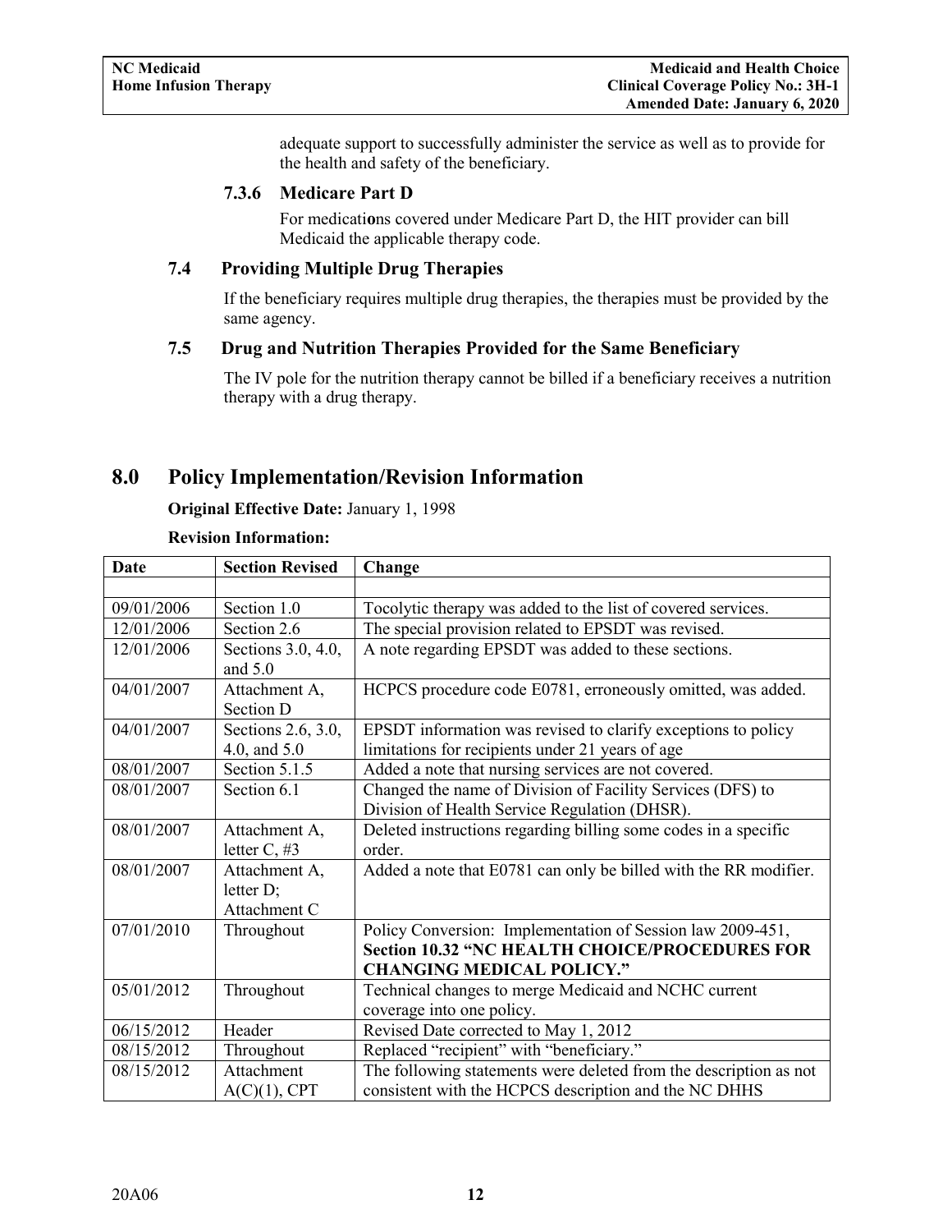adequate support to successfully administer the service as well as to provide for the health and safety of the beneficiary.

### 7.3.6 Medicare Part D

For medications covered under Medicare Part D, the HIT provider can bill Medicaid the applicable therapy code.

### 7.4 Providing Multiple Drug Therapies

If the beneficiary requires multiple drug therapies, the therapies must be provided by the same agency.

### 7.5 Drug and Nutrition Therapies Provided for the Same Beneficiary

The IV pole for the nutrition therapy cannot be billed if a beneficiary receives a nutrition therapy with a drug therapy.

## 8.0 Policy Implementation/Revision Information

**Original Effective Date:** January 1, 1998

**Revision Information:**

| Date | Section Revised | Change |
|---|---|---|
| | | |
| 09/01/2006 | Section 1.0 | Tocolytic therapy was added to the list of covered services. |
| 12/01/2006 | Section 2.6 | The special provision related to EPSDT was revised. |
| 12/01/2006 | Sections 3.0, 4.0, and 5.0 | A note regarding EPSDT was added to these sections. |
| 04/01/2007 | Attachment A, Section D | HCPCS procedure code E0781, erroneously omitted, was added. |
| 04/01/2007 | Sections 2.6, 3.0, 4.0, and 5.0 | EPSDT information was revised to clarify exceptions to policy limitations for recipients under 21 years of age |
| 08/01/2007 | Section 5.1.5 | Added a note that nursing services are not covered. |
| 08/01/2007 | Section 6.1 | Changed the name of Division of Facility Services (DFS) to Division of Health Service Regulation (DHSR). |
| 08/01/2007 | Attachment A, letter C, #3 | Deleted instructions regarding billing some codes in a specific order. |
| 08/01/2007 | Attachment A, letter D; Attachment C | Added a note that E0781 can only be billed with the RR modifier. |
| 07/01/2010 | Throughout | Policy Conversion: Implementation of Session law 2009-451, **Section 10.32 "NC HEALTH CHOICE/PROCEDURES FOR CHANGING MEDICAL POLICY."** |
| 05/01/2012 | Throughout | Technical changes to merge Medicaid and NCHC current coverage into one policy. |
| 06/15/2012 | Header | Revised Date corrected to May 1, 2012 |
| 08/15/2012 | Throughout | Replaced "recipient" with "beneficiary." |
| 08/15/2012 | Attachment A(C)(1), CPT | The following statements were deleted from the description as not consistent with the HCPCS description and the NC DHHS |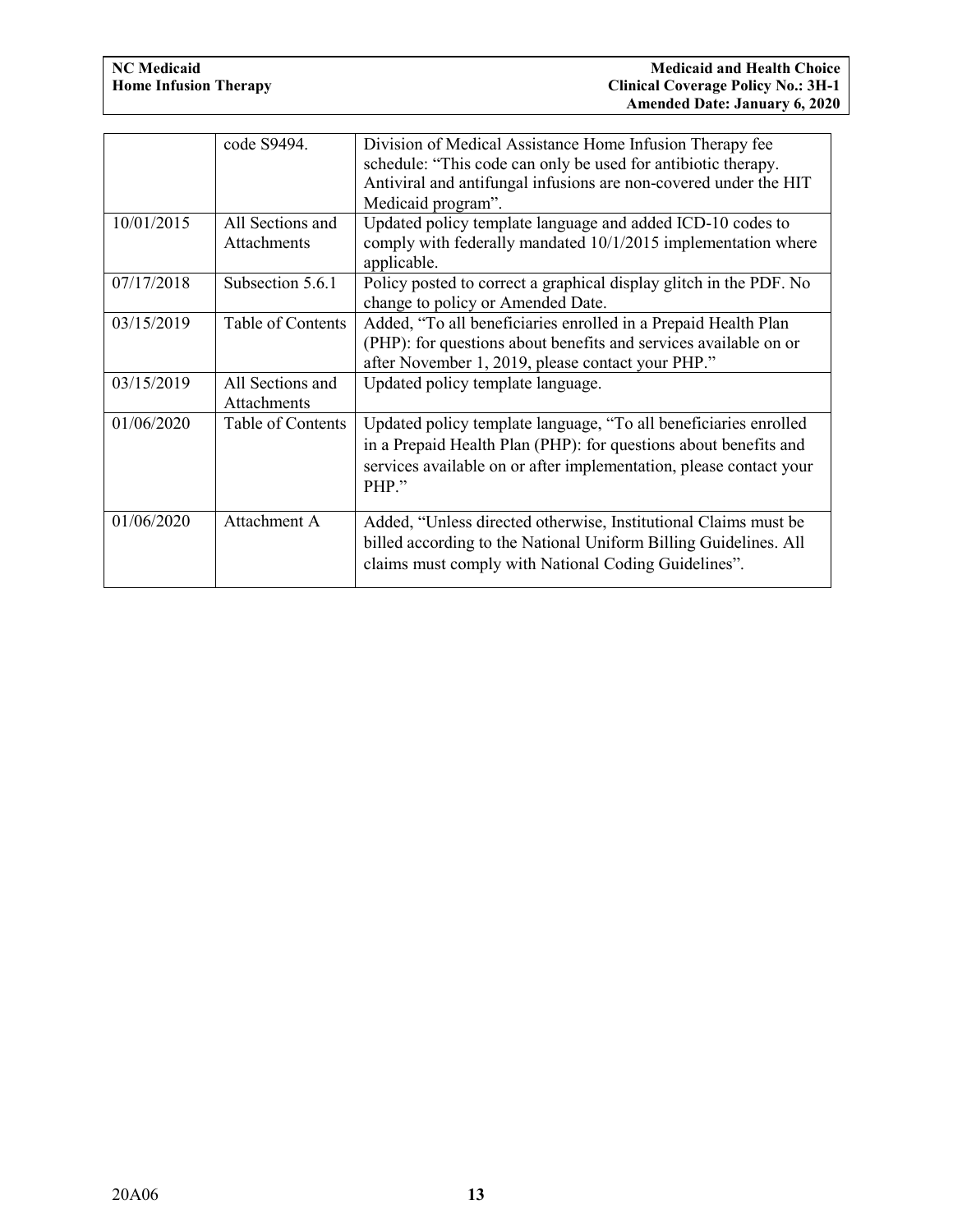| | | |
|---|---|---|
| | code S9494. | Division of Medical Assistance Home Infusion Therapy fee schedule: "This code can only be used for antibiotic therapy. Antiviral and antifungal infusions are non-covered under the HIT Medicaid program". |
| 10/01/2015 | All Sections and Attachments | Updated policy template language and added ICD-10 codes to comply with federally mandated 10/1/2015 implementation where applicable. |
| 07/17/2018 | Subsection 5.6.1 | Policy posted to correct a graphical display glitch in the PDF. No change to policy or Amended Date. |
| 03/15/2019 | Table of Contents | Added, "To all beneficiaries enrolled in a Prepaid Health Plan (PHP): for questions about benefits and services available on or after November 1, 2019, please contact your PHP." |
| 03/15/2019 | All Sections and Attachments | Updated policy template language. |
| 01/06/2020 | Table of Contents | Updated policy template language, "To all beneficiaries enrolled in a Prepaid Health Plan (PHP): for questions about benefits and services available on or after implementation, please contact your PHP." |
| 01/06/2020 | Attachment A | Added, "Unless directed otherwise, Institutional Claims must be billed according to the National Uniform Billing Guidelines. All claims must comply with National Coding Guidelines". |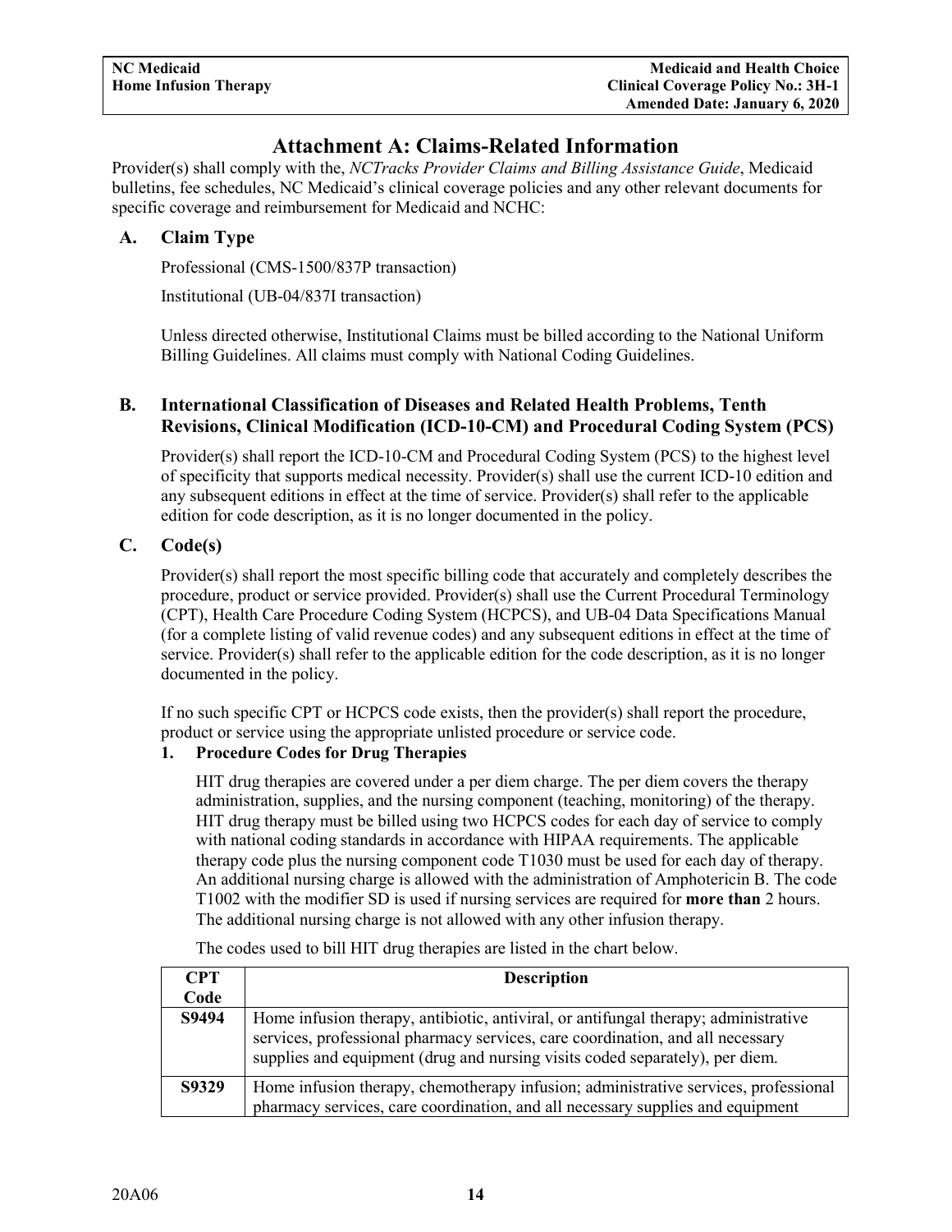# Attachment A: Claims-Related Information

Provider(s) shall comply with the, *NCTracks Provider Claims and Billing Assistance Guide*, Medicaid bulletins, fee schedules, NC Medicaid's clinical coverage policies and any other relevant documents for specific coverage and reimbursement for Medicaid and NCHC:

## A. Claim Type

Professional (CMS-1500/837P transaction)

Institutional (UB-04/837I transaction)

Unless directed otherwise, Institutional Claims must be billed according to the National Uniform Billing Guidelines. All claims must comply with National Coding Guidelines.

## B. International Classification of Diseases and Related Health Problems, Tenth Revisions, Clinical Modification (ICD-10-CM) and Procedural Coding System (PCS)

Provider(s) shall report the ICD-10-CM and Procedural Coding System (PCS) to the highest level of specificity that supports medical necessity. Provider(s) shall use the current ICD-10 edition and any subsequent editions in effect at the time of service. Provider(s) shall refer to the applicable edition for code description, as it is no longer documented in the policy.

## C. Code(s)

Provider(s) shall report the most specific billing code that accurately and completely describes the procedure, product or service provided. Provider(s) shall use the Current Procedural Terminology (CPT), Health Care Procedure Coding System (HCPCS), and UB-04 Data Specifications Manual (for a complete listing of valid revenue codes) and any subsequent editions in effect at the time of service. Provider(s) shall refer to the applicable edition for the code description, as it is no longer documented in the policy.

If no such specific CPT or HCPCS code exists, then the provider(s) shall report the procedure, product or service using the appropriate unlisted procedure or service code.

### 1. Procedure Codes for Drug Therapies

HIT drug therapies are covered under a per diem charge. The per diem covers the therapy administration, supplies, and the nursing component (teaching, monitoring) of the therapy. HIT drug therapy must be billed using two HCPCS codes for each day of service to comply with national coding standards in accordance with HIPAA requirements. The applicable therapy code plus the nursing component code T1030 must be used for each day of therapy. An additional nursing charge is allowed with the administration of Amphotericin B. The code T1002 with the modifier SD is used if nursing services are required for **more than** 2 hours. The additional nursing charge is not allowed with any other infusion therapy.

The codes used to bill HIT drug therapies are listed in the chart below.

| CPT Code | Description |
|---|---|
| **S9494** | Home infusion therapy, antibiotic, antiviral, or antifungal therapy; administrative services, professional pharmacy services, care coordination, and all necessary supplies and equipment (drug and nursing visits coded separately), per diem. |
| **S9329** | Home infusion therapy, chemotherapy infusion; administrative services, professional pharmacy services, care coordination, and all necessary supplies and equipment |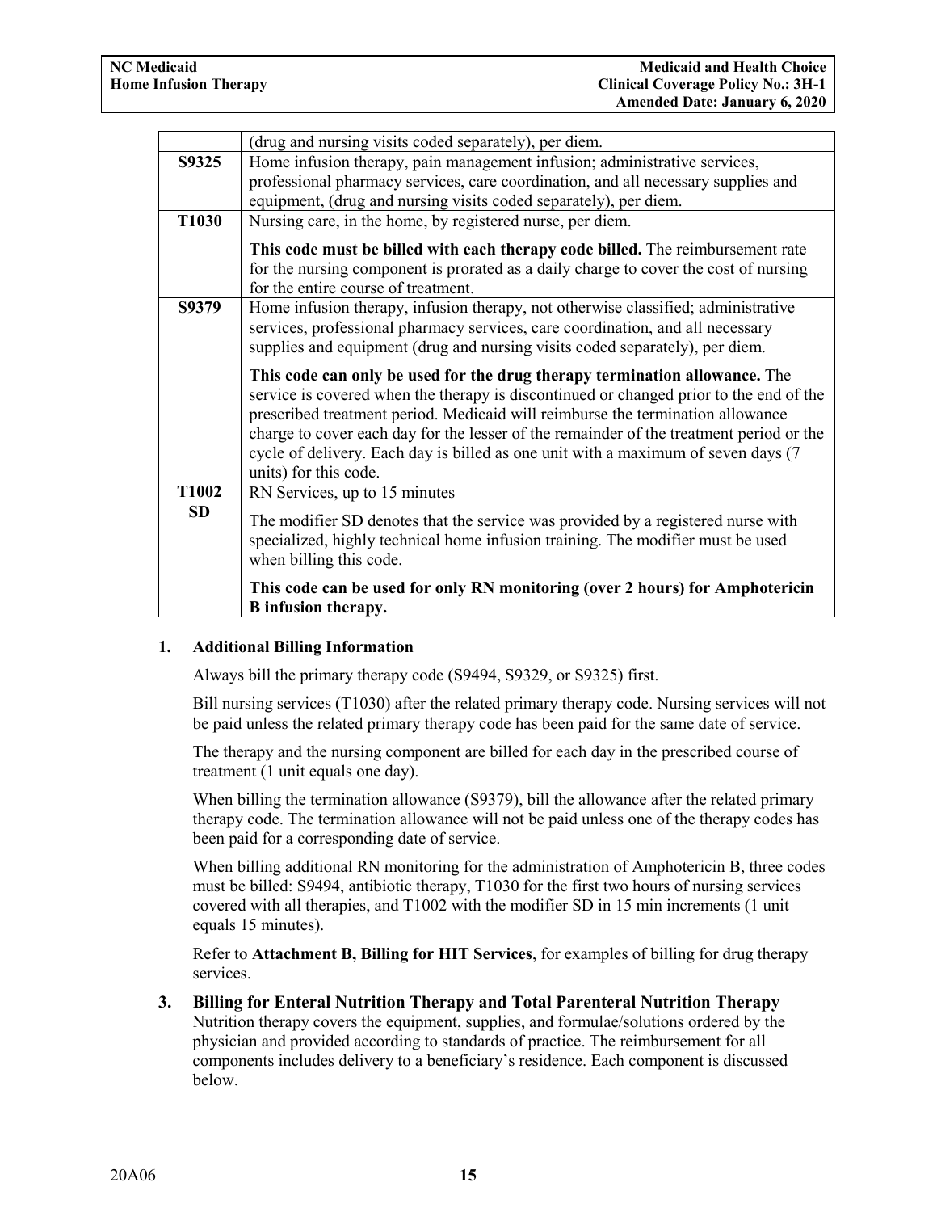| | |
|---|---|
| | (drug and nursing visits coded separately), per diem. |
| **S9325** | Home infusion therapy, pain management infusion; administrative services, professional pharmacy services, care coordination, and all necessary supplies and equipment, (drug and nursing visits coded separately), per diem. |
| **T1030** | Nursing care, in the home, by registered nurse, per diem.<br><br>**This code must be billed with each therapy code billed.** The reimbursement rate for the nursing component is prorated as a daily charge to cover the cost of nursing for the entire course of treatment. |
| **S9379** | Home infusion therapy, infusion therapy, not otherwise classified; administrative services, professional pharmacy services, care coordination, and all necessary supplies and equipment (drug and nursing visits coded separately), per diem.<br><br>**This code can only be used for the drug therapy termination allowance.** The service is covered when the therapy is discontinued or changed prior to the end of the prescribed treatment period. Medicaid will reimburse the termination allowance charge to cover each day for the lesser of the remainder of the treatment period or the cycle of delivery. Each day is billed as one unit with a maximum of seven days (7 units) for this code. |
| **T1002 SD** | RN Services, up to 15 minutes<br><br>The modifier SD denotes that the service was provided by a registered nurse with specialized, highly technical home infusion training. The modifier must be used when billing this code.<br><br>**This code can be used for only RN monitoring (over 2 hours) for Amphotericin B infusion therapy.** |

1. **Additional Billing Information**

   Always bill the primary therapy code (S9494, S9329, or S9325) first.

   Bill nursing services (T1030) after the related primary therapy code. Nursing services will not be paid unless the related primary therapy code has been paid for the same date of service.

   The therapy and the nursing component are billed for each day in the prescribed course of treatment (1 unit equals one day).

   When billing the termination allowance (S9379), bill the allowance after the related primary therapy code. The termination allowance will not be paid unless one of the therapy codes has been paid for a corresponding date of service.

   When billing additional RN monitoring for the administration of Amphotericin B, three codes must be billed: S9494, antibiotic therapy, T1030 for the first two hours of nursing services covered with all therapies, and T1002 with the modifier SD in 15 min increments (1 unit equals 15 minutes).

   Refer to **Attachment B, Billing for HIT Services**, for examples of billing for drug therapy services.

3. **Billing for Enteral Nutrition Therapy and Total Parenteral Nutrition Therapy**
   Nutrition therapy covers the equipment, supplies, and formulae/solutions ordered by the physician and provided according to standards of practice. The reimbursement for all components includes delivery to a beneficiary's residence. Each component is discussed below.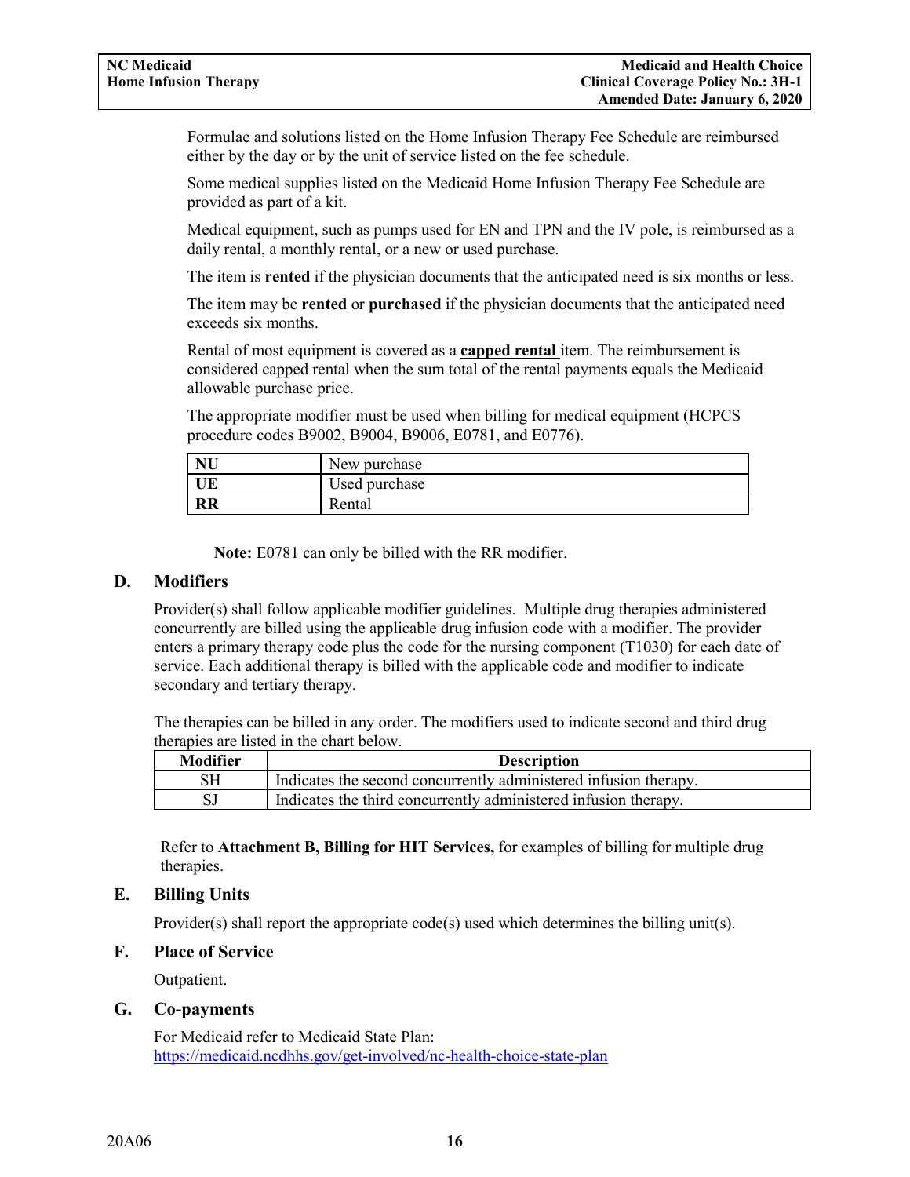Formulae and solutions listed on the Home Infusion Therapy Fee Schedule are reimbursed either by the day or by the unit of service listed on the fee schedule.

Some medical supplies listed on the Medicaid Home Infusion Therapy Fee Schedule are provided as part of a kit.

Medical equipment, such as pumps used for EN and TPN and the IV pole, is reimbursed as a daily rental, a monthly rental, or a new or used purchase.

The item is **rented** if the physician documents that the anticipated need is six months or less.

The item may be **rented** or **purchased** if the physician documents that the anticipated need exceeds six months.

Rental of most equipment is covered as a **capped rental** item. The reimbursement is considered capped rental when the sum total of the rental payments equals the Medicaid allowable purchase price.

The appropriate modifier must be used when billing for medical equipment (HCPCS procedure codes B9002, B9004, B9006, E0781, and E0776).

| | |
|---|---|
| **NU** | New purchase |
| **UE** | Used purchase |
| **RR** | Rental |

**Note:** E0781 can only be billed with the RR modifier.

## D. Modifiers

Provider(s) shall follow applicable modifier guidelines. Multiple drug therapies administered concurrently are billed using the applicable drug infusion code with a modifier. The provider enters a primary therapy code plus the code for the nursing component (T1030) for each date of service. Each additional therapy is billed with the applicable code and modifier to indicate secondary and tertiary therapy.

The therapies can be billed in any order. The modifiers used to indicate second and third drug therapies are listed in the chart below.

| Modifier | Description |
|---|---|
| SH | Indicates the second concurrently administered infusion therapy. |
| SJ | Indicates the third concurrently administered infusion therapy. |

Refer to **Attachment B, Billing for HIT Services,** for examples of billing for multiple drug therapies.

## E. Billing Units

Provider(s) shall report the appropriate code(s) used which determines the billing unit(s).

## F. Place of Service

Outpatient.

## G. Co-payments

For Medicaid refer to Medicaid State Plan:
https://medicaid.ncdhhs.gov/get-involved/nc-health-choice-state-plan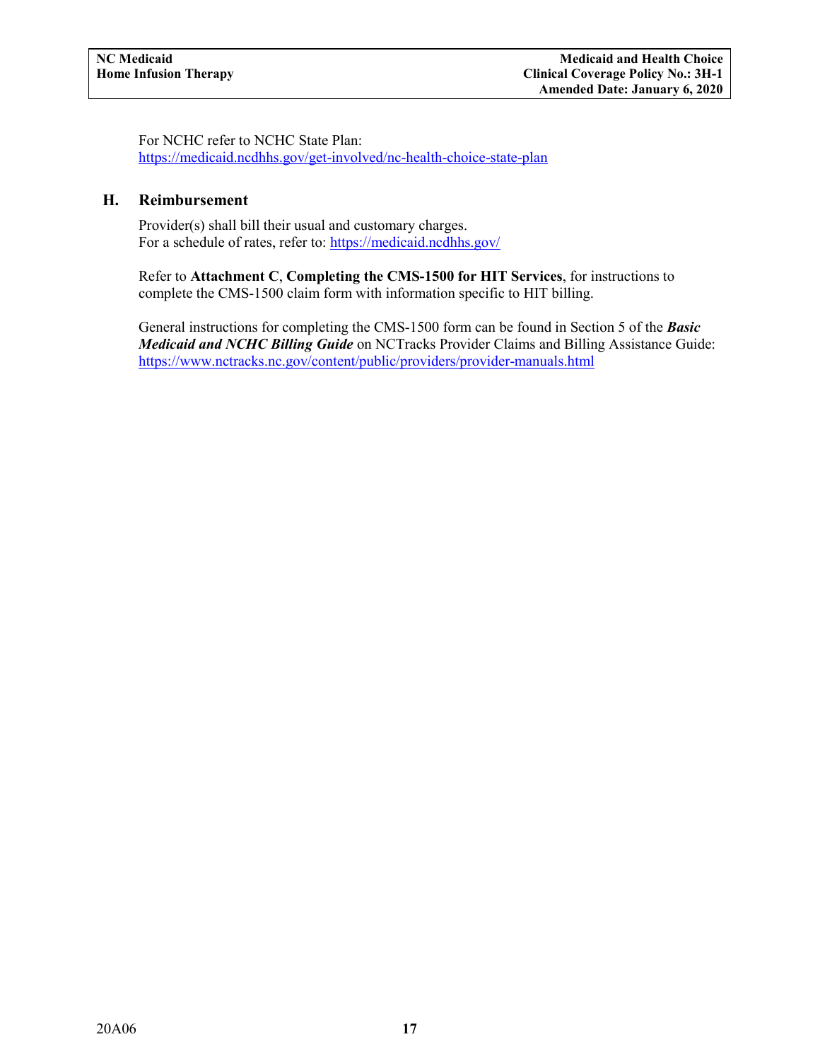For NCHC refer to NCHC State Plan:
https://medicaid.ncdhhs.gov/get-involved/nc-health-choice-state-plan

## H. Reimbursement

Provider(s) shall bill their usual and customary charges.
For a schedule of rates, refer to: https://medicaid.ncdhhs.gov/

Refer to **Attachment C**, **Completing the CMS-1500 for HIT Services**, for instructions to complete the CMS-1500 claim form with information specific to HIT billing.

General instructions for completing the CMS-1500 form can be found in Section 5 of the ***Basic Medicaid and NCHC Billing Guide*** on NCTracks Provider Claims and Billing Assistance Guide: https://www.nctracks.nc.gov/content/public/providers/provider-manuals.html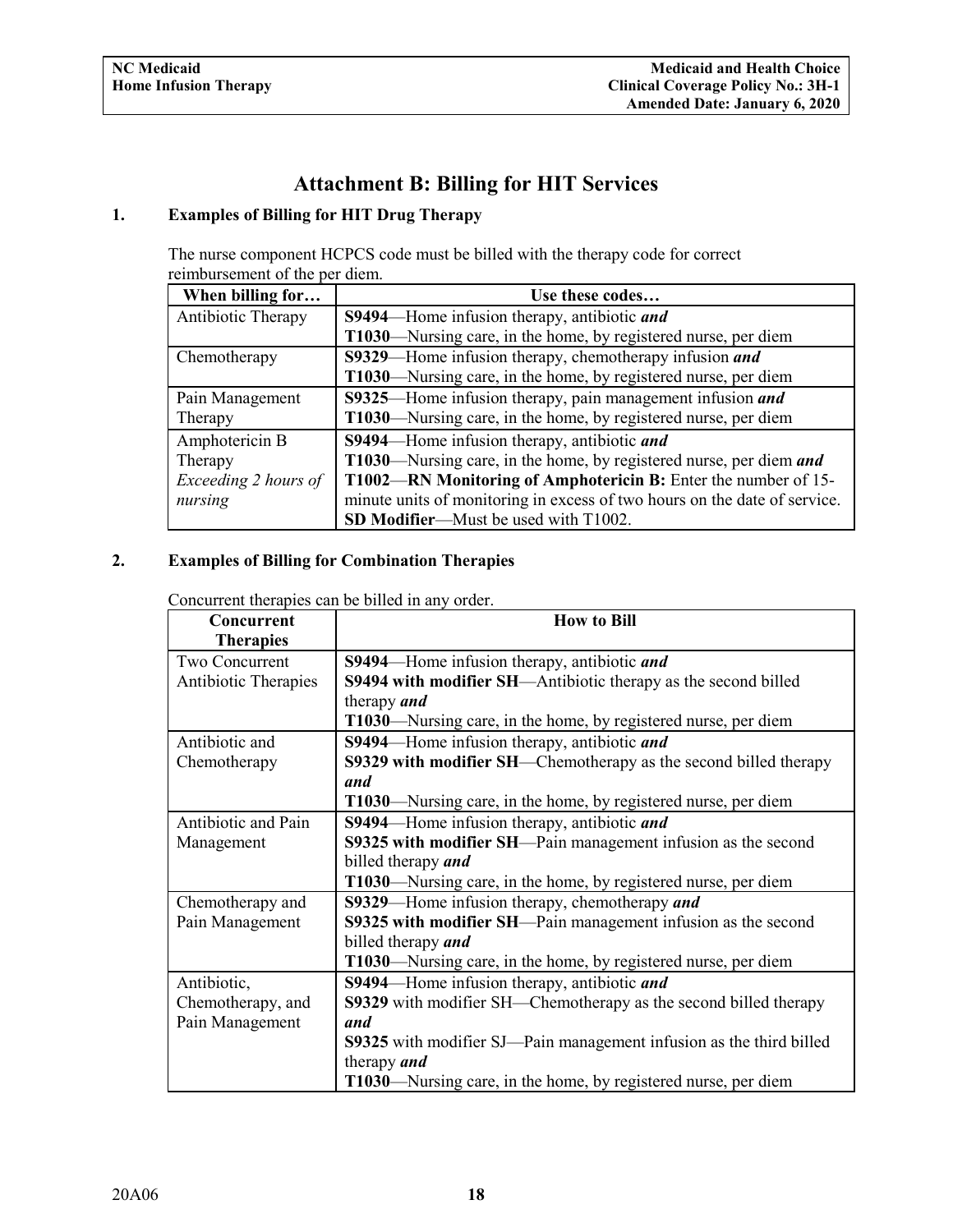# Attachment B: Billing for HIT Services

## 1. Examples of Billing for HIT Drug Therapy

The nurse component HCPCS code must be billed with the therapy code for correct reimbursement of the per diem.

| When billing for… | Use these codes… |
|---|---|
| Antibiotic Therapy | **S9494**—Home infusion therapy, antibiotic ***and***<br>**T1030**—Nursing care, in the home, by registered nurse, per diem |
| Chemotherapy | **S9329**—Home infusion therapy, chemotherapy infusion ***and***<br>**T1030**—Nursing care, in the home, by registered nurse, per diem |
| Pain Management Therapy | **S9325**—Home infusion therapy, pain management infusion ***and***<br>**T1030**—Nursing care, in the home, by registered nurse, per diem |
| Amphotericin B Therapy *Exceeding 2 hours of nursing* | **S9494**—Home infusion therapy, antibiotic ***and***<br>**T1030**—Nursing care, in the home, by registered nurse, per diem ***and***<br>**T1002**—**RN Monitoring of Amphotericin B:** Enter the number of 15-minute units of monitoring in excess of two hours on the date of service.<br>**SD Modifier**—Must be used with T1002. |

## 2. Examples of Billing for Combination Therapies

Concurrent therapies can be billed in any order.

| Concurrent Therapies | How to Bill |
|---|---|
| Two Concurrent Antibiotic Therapies | **S9494**—Home infusion therapy, antibiotic ***and***<br>**S9494 with modifier SH**—Antibiotic therapy as the second billed therapy ***and***<br>**T1030**—Nursing care, in the home, by registered nurse, per diem |
| Antibiotic and Chemotherapy | **S9494**—Home infusion therapy, antibiotic ***and***<br>**S9329 with modifier SH**—Chemotherapy as the second billed therapy ***and***<br>**T1030**—Nursing care, in the home, by registered nurse, per diem |
| Antibiotic and Pain Management | **S9494**—Home infusion therapy, antibiotic ***and***<br>**S9325 with modifier SH**—Pain management infusion as the second billed therapy ***and***<br>**T1030**—Nursing care, in the home, by registered nurse, per diem |
| Chemotherapy and Pain Management | **S9329**—Home infusion therapy, chemotherapy ***and***<br>**S9325 with modifier SH**—Pain management infusion as the second billed therapy ***and***<br>**T1030**—Nursing care, in the home, by registered nurse, per diem |
| Antibiotic, Chemotherapy, and Pain Management | **S9494**—Home infusion therapy, antibiotic ***and***<br>**S9329** with modifier SH—Chemotherapy as the second billed therapy ***and***<br>**S9325** with modifier SJ—Pain management infusion as the third billed therapy ***and***<br>**T1030**—Nursing care, in the home, by registered nurse, per diem |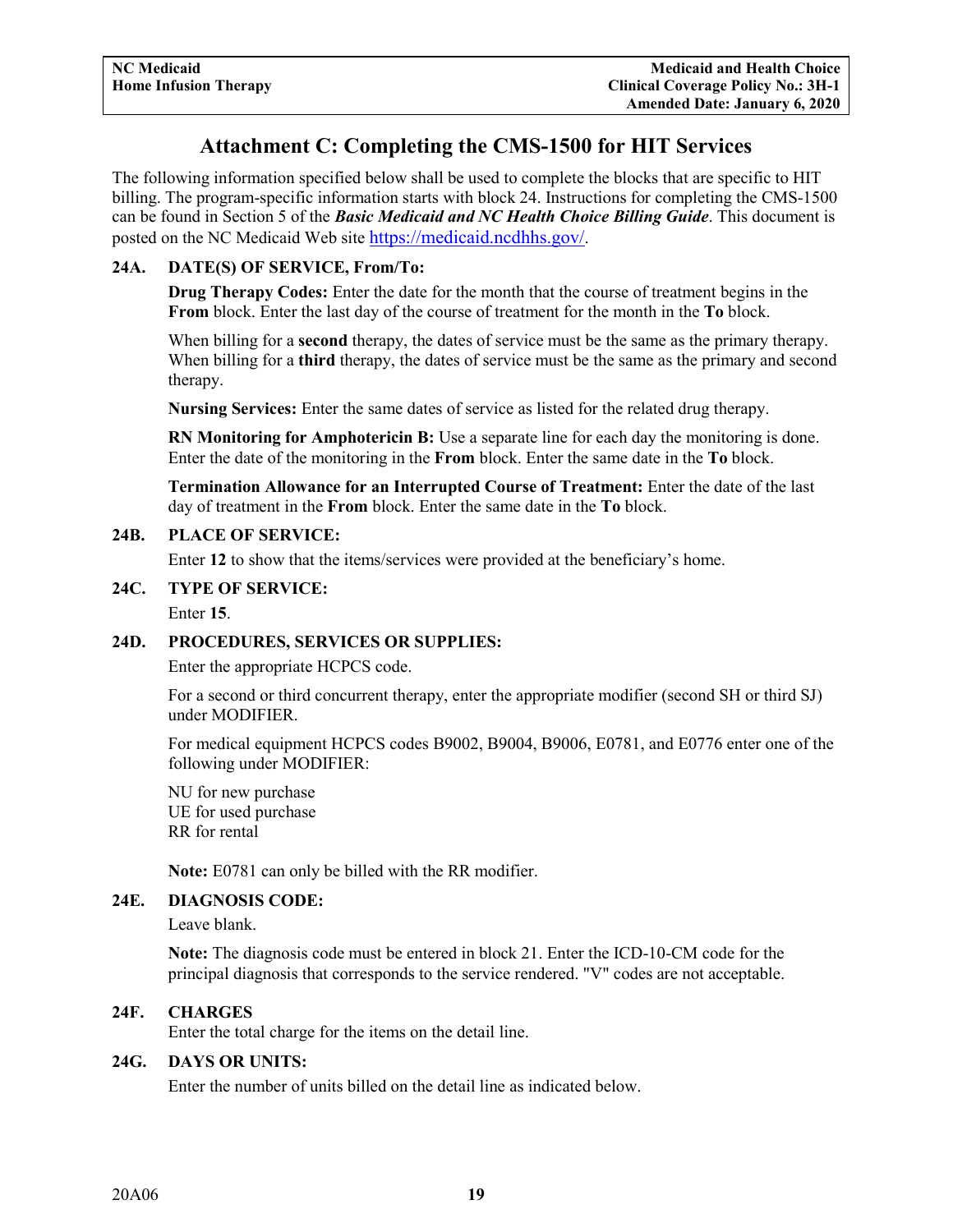# Attachment C: Completing the CMS-1500 for HIT Services

The following information specified below shall be used to complete the blocks that are specific to HIT billing. The program-specific information starts with block 24. Instructions for completing the CMS-1500 can be found in Section 5 of the ***Basic Medicaid and NC Health Choice Billing Guide***. This document is posted on the NC Medicaid Web site https://medicaid.ncdhhs.gov/.

**24A. DATE(S) OF SERVICE, From/To:**

**Drug Therapy Codes:** Enter the date for the month that the course of treatment begins in the **From** block. Enter the last day of the course of treatment for the month in the **To** block.

When billing for a **second** therapy, the dates of service must be the same as the primary therapy. When billing for a **third** therapy, the dates of service must be the same as the primary and second therapy.

**Nursing Services:** Enter the same dates of service as listed for the related drug therapy.

**RN Monitoring for Amphotericin B:** Use a separate line for each day the monitoring is done. Enter the date of the monitoring in the **From** block. Enter the same date in the **To** block.

**Termination Allowance for an Interrupted Course of Treatment:** Enter the date of the last day of treatment in the **From** block. Enter the same date in the **To** block.

**24B. PLACE OF SERVICE:**

Enter **12** to show that the items/services were provided at the beneficiary's home.

**24C. TYPE OF SERVICE:**

Enter **15**.

**24D. PROCEDURES, SERVICES OR SUPPLIES:**

Enter the appropriate HCPCS code.

For a second or third concurrent therapy, enter the appropriate modifier (second SH or third SJ) under MODIFIER.

For medical equipment HCPCS codes B9002, B9004, B9006, E0781, and E0776 enter one of the following under MODIFIER:

NU for new purchase
UE for used purchase
RR for rental

**Note:** E0781 can only be billed with the RR modifier.

**24E. DIAGNOSIS CODE:**

Leave blank.

**Note:** The diagnosis code must be entered in block 21. Enter the ICD-10-CM code for the principal diagnosis that corresponds to the service rendered. "V" codes are not acceptable.

**24F. CHARGES**

Enter the total charge for the items on the detail line.

**24G. DAYS OR UNITS:**

Enter the number of units billed on the detail line as indicated below.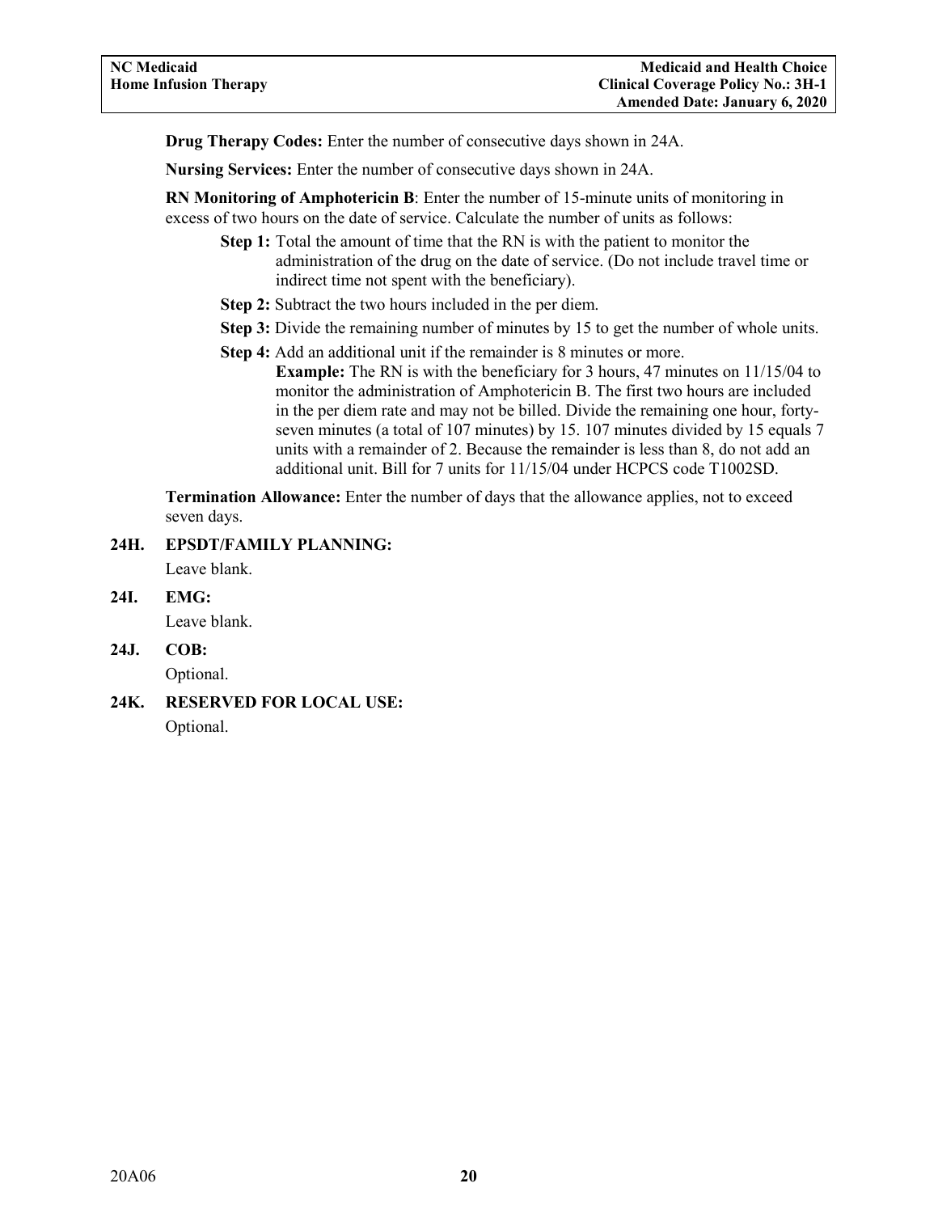**Drug Therapy Codes:** Enter the number of consecutive days shown in 24A.

**Nursing Services:** Enter the number of consecutive days shown in 24A.

**RN Monitoring of Amphotericin B**: Enter the number of 15-minute units of monitoring in excess of two hours on the date of service. Calculate the number of units as follows:

- **Step 1:** Total the amount of time that the RN is with the patient to monitor the administration of the drug on the date of service. (Do not include travel time or indirect time not spent with the beneficiary).
- **Step 2:** Subtract the two hours included in the per diem.
- **Step 3:** Divide the remaining number of minutes by 15 to get the number of whole units.
- **Step 4:** Add an additional unit if the remainder is 8 minutes or more.
  **Example:** The RN is with the beneficiary for 3 hours, 47 minutes on 11/15/04 to monitor the administration of Amphotericin B. The first two hours are included in the per diem rate and may not be billed. Divide the remaining one hour, forty-seven minutes (a total of 107 minutes) by 15. 107 minutes divided by 15 equals 7 units with a remainder of 2. Because the remainder is less than 8, do not add an additional unit. Bill for 7 units for 11/15/04 under HCPCS code T1002SD.

**Termination Allowance:** Enter the number of days that the allowance applies, not to exceed seven days.

**24H. EPSDT/FAMILY PLANNING:**

Leave blank.

**24I. EMG:**

Leave blank.

**24J. COB:**

Optional.

**24K. RESERVED FOR LOCAL USE:**

Optional.